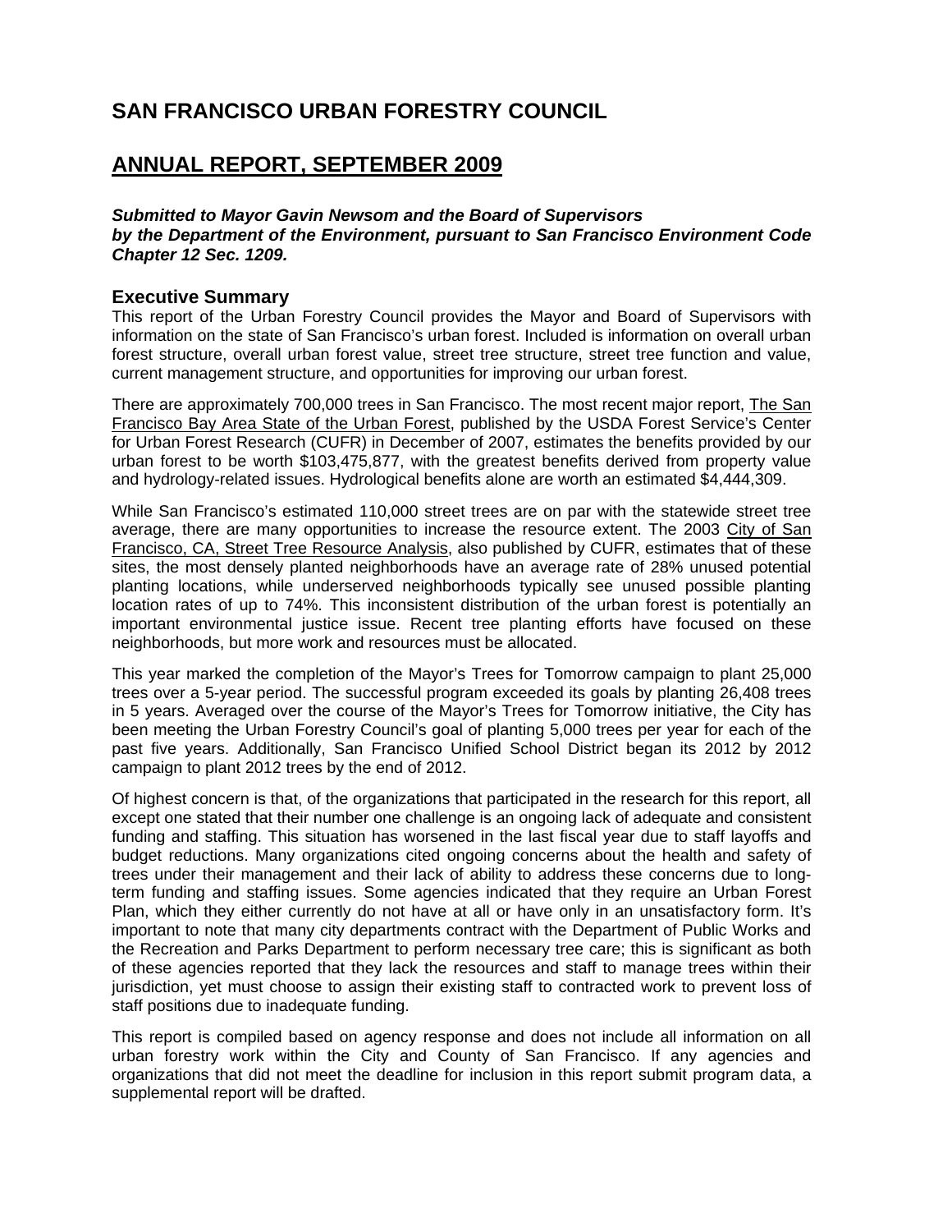# SAN FRANCISCO URBAN FORESTRY COUNCIL

## ANNUAL REPORT, SEPTEMBER 2009

***Submitted to Mayor Gavin Newsom and the Board of Supervisors by the Department of the Environment, pursuant to San Francisco Environment Code Chapter 12 Sec. 1209.***

### Executive Summary

This report of the Urban Forestry Council provides the Mayor and Board of Supervisors with information on the state of San Francisco's urban forest. Included is information on overall urban forest structure, overall urban forest value, street tree structure, street tree function and value, current management structure, and opportunities for improving our urban forest.

There are approximately 700,000 trees in San Francisco. The most recent major report, The San Francisco Bay Area State of the Urban Forest, published by the USDA Forest Service's Center for Urban Forest Research (CUFR) in December of 2007, estimates the benefits provided by our urban forest to be worth $103,475,877, with the greatest benefits derived from property value and hydrology-related issues. Hydrological benefits alone are worth an estimated $4,444,309.

While San Francisco's estimated 110,000 street trees are on par with the statewide street tree average, there are many opportunities to increase the resource extent. The 2003 City of San Francisco, CA, Street Tree Resource Analysis, also published by CUFR, estimates that of these sites, the most densely planted neighborhoods have an average rate of 28% unused potential planting locations, while underserved neighborhoods typically see unused possible planting location rates of up to 74%. This inconsistent distribution of the urban forest is potentially an important environmental justice issue. Recent tree planting efforts have focused on these neighborhoods, but more work and resources must be allocated.

This year marked the completion of the Mayor's Trees for Tomorrow campaign to plant 25,000 trees over a 5-year period. The successful program exceeded its goals by planting 26,408 trees in 5 years. Averaged over the course of the Mayor's Trees for Tomorrow initiative, the City has been meeting the Urban Forestry Council's goal of planting 5,000 trees per year for each of the past five years. Additionally, San Francisco Unified School District began its 2012 by 2012 campaign to plant 2012 trees by the end of 2012.

Of highest concern is that, of the organizations that participated in the research for this report, all except one stated that their number one challenge is an ongoing lack of adequate and consistent funding and staffing. This situation has worsened in the last fiscal year due to staff layoffs and budget reductions. Many organizations cited ongoing concerns about the health and safety of trees under their management and their lack of ability to address these concerns due to long-term funding and staffing issues. Some agencies indicated that they require an Urban Forest Plan, which they either currently do not have at all or have only in an unsatisfactory form. It's important to note that many city departments contract with the Department of Public Works and the Recreation and Parks Department to perform necessary tree care; this is significant as both of these agencies reported that they lack the resources and staff to manage trees within their jurisdiction, yet must choose to assign their existing staff to contracted work to prevent loss of staff positions due to inadequate funding.

This report is compiled based on agency response and does not include all information on all urban forestry work within the City and County of San Francisco. If any agencies and organizations that did not meet the deadline for inclusion in this report submit program data, a supplemental report will be drafted.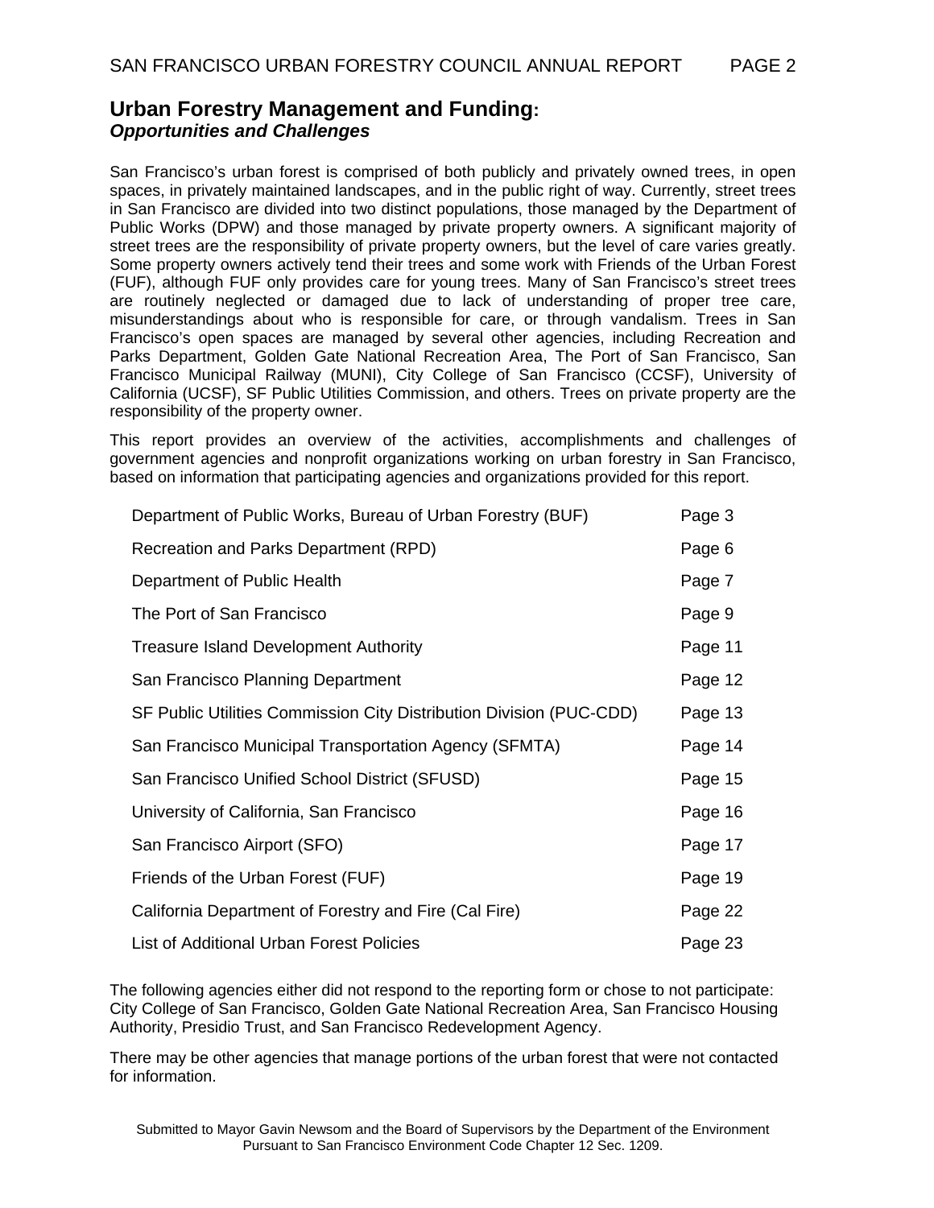## Urban Forestry Management and Funding:
### *Opportunities and Challenges*

San Francisco's urban forest is comprised of both publicly and privately owned trees, in open spaces, in privately maintained landscapes, and in the public right of way. Currently, street trees in San Francisco are divided into two distinct populations, those managed by the Department of Public Works (DPW) and those managed by private property owners. A significant majority of street trees are the responsibility of private property owners, but the level of care varies greatly. Some property owners actively tend their trees and some work with Friends of the Urban Forest (FUF), although FUF only provides care for young trees. Many of San Francisco's street trees are routinely neglected or damaged due to lack of understanding of proper tree care, misunderstandings about who is responsible for care, or through vandalism. Trees in San Francisco's open spaces are managed by several other agencies, including Recreation and Parks Department, Golden Gate National Recreation Area, The Port of San Francisco, San Francisco Municipal Railway (MUNI), City College of San Francisco (CCSF), University of California (UCSF), SF Public Utilities Commission, and others. Trees on private property are the responsibility of the property owner.

This report provides an overview of the activities, accomplishments and challenges of government agencies and nonprofit organizations working on urban forestry in San Francisco, based on information that participating agencies and organizations provided for this report.

| | |
|---|---|
| Department of Public Works, Bureau of Urban Forestry (BUF) | Page 3 |
| Recreation and Parks Department (RPD) | Page 6 |
| Department of Public Health | Page 7 |
| The Port of San Francisco | Page 9 |
| Treasure Island Development Authority | Page 11 |
| San Francisco Planning Department | Page 12 |
| SF Public Utilities Commission City Distribution Division (PUC-CDD) | Page 13 |
| San Francisco Municipal Transportation Agency (SFMTA) | Page 14 |
| San Francisco Unified School District (SFUSD) | Page 15 |
| University of California, San Francisco | Page 16 |
| San Francisco Airport (SFO) | Page 17 |
| Friends of the Urban Forest (FUF) | Page 19 |
| California Department of Forestry and Fire (Cal Fire) | Page 22 |
| List of Additional Urban Forest Policies | Page 23 |

The following agencies either did not respond to the reporting form or chose to not participate: City College of San Francisco, Golden Gate National Recreation Area, San Francisco Housing Authority, Presidio Trust, and San Francisco Redevelopment Agency.

There may be other agencies that manage portions of the urban forest that were not contacted for information.

Submitted to Mayor Gavin Newsom and the Board of Supervisors by the Department of the Environment Pursuant to San Francisco Environment Code Chapter 12 Sec. 1209.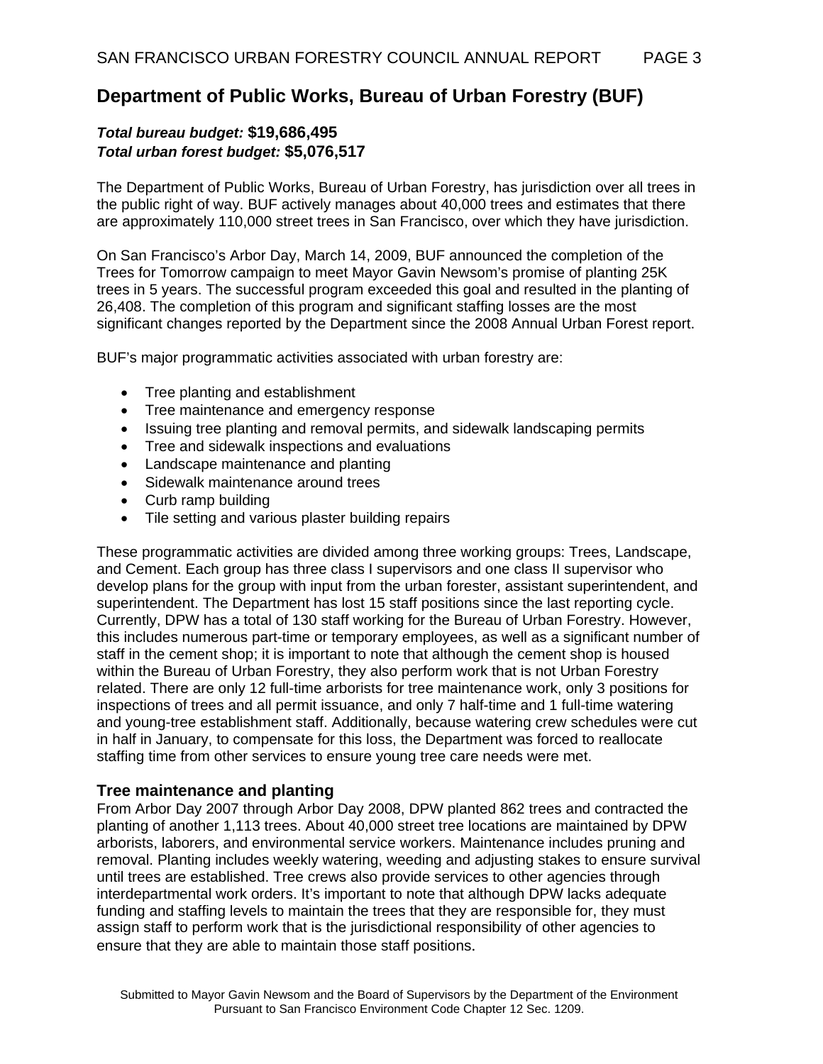## Department of Public Works, Bureau of Urban Forestry (BUF)

***Total bureau budget:*** **$19,686,495**
***Total urban forest budget:*** **$5,076,517**

The Department of Public Works, Bureau of Urban Forestry, has jurisdiction over all trees in the public right of way. BUF actively manages about 40,000 trees and estimates that there are approximately 110,000 street trees in San Francisco, over which they have jurisdiction.

On San Francisco's Arbor Day, March 14, 2009, BUF announced the completion of the Trees for Tomorrow campaign to meet Mayor Gavin Newsom's promise of planting 25K trees in 5 years. The successful program exceeded this goal and resulted in the planting of 26,408. The completion of this program and significant staffing losses are the most significant changes reported by the Department since the 2008 Annual Urban Forest report.

BUF's major programmatic activities associated with urban forestry are:

- Tree planting and establishment
- Tree maintenance and emergency response
- Issuing tree planting and removal permits, and sidewalk landscaping permits
- Tree and sidewalk inspections and evaluations
- Landscape maintenance and planting
- Sidewalk maintenance around trees
- Curb ramp building
- Tile setting and various plaster building repairs

These programmatic activities are divided among three working groups: Trees, Landscape, and Cement. Each group has three class I supervisors and one class II supervisor who develop plans for the group with input from the urban forester, assistant superintendent, and superintendent. The Department has lost 15 staff positions since the last reporting cycle. Currently, DPW has a total of 130 staff working for the Bureau of Urban Forestry. However, this includes numerous part-time or temporary employees, as well as a significant number of staff in the cement shop; it is important to note that although the cement shop is housed within the Bureau of Urban Forestry, they also perform work that is not Urban Forestry related. There are only 12 full-time arborists for tree maintenance work, only 3 positions for inspections of trees and all permit issuance, and only 7 half-time and 1 full-time watering and young-tree establishment staff. Additionally, because watering crew schedules were cut in half in January, to compensate for this loss, the Department was forced to reallocate staffing time from other services to ensure young tree care needs were met.

### Tree maintenance and planting

From Arbor Day 2007 through Arbor Day 2008, DPW planted 862 trees and contracted the planting of another 1,113 trees. About 40,000 street tree locations are maintained by DPW arborists, laborers, and environmental service workers. Maintenance includes pruning and removal. Planting includes weekly watering, weeding and adjusting stakes to ensure survival until trees are established. Tree crews also provide services to other agencies through interdepartmental work orders. It's important to note that although DPW lacks adequate funding and staffing levels to maintain the trees that they are responsible for, they must assign staff to perform work that is the jurisdictional responsibility of other agencies to ensure that they are able to maintain those staff positions.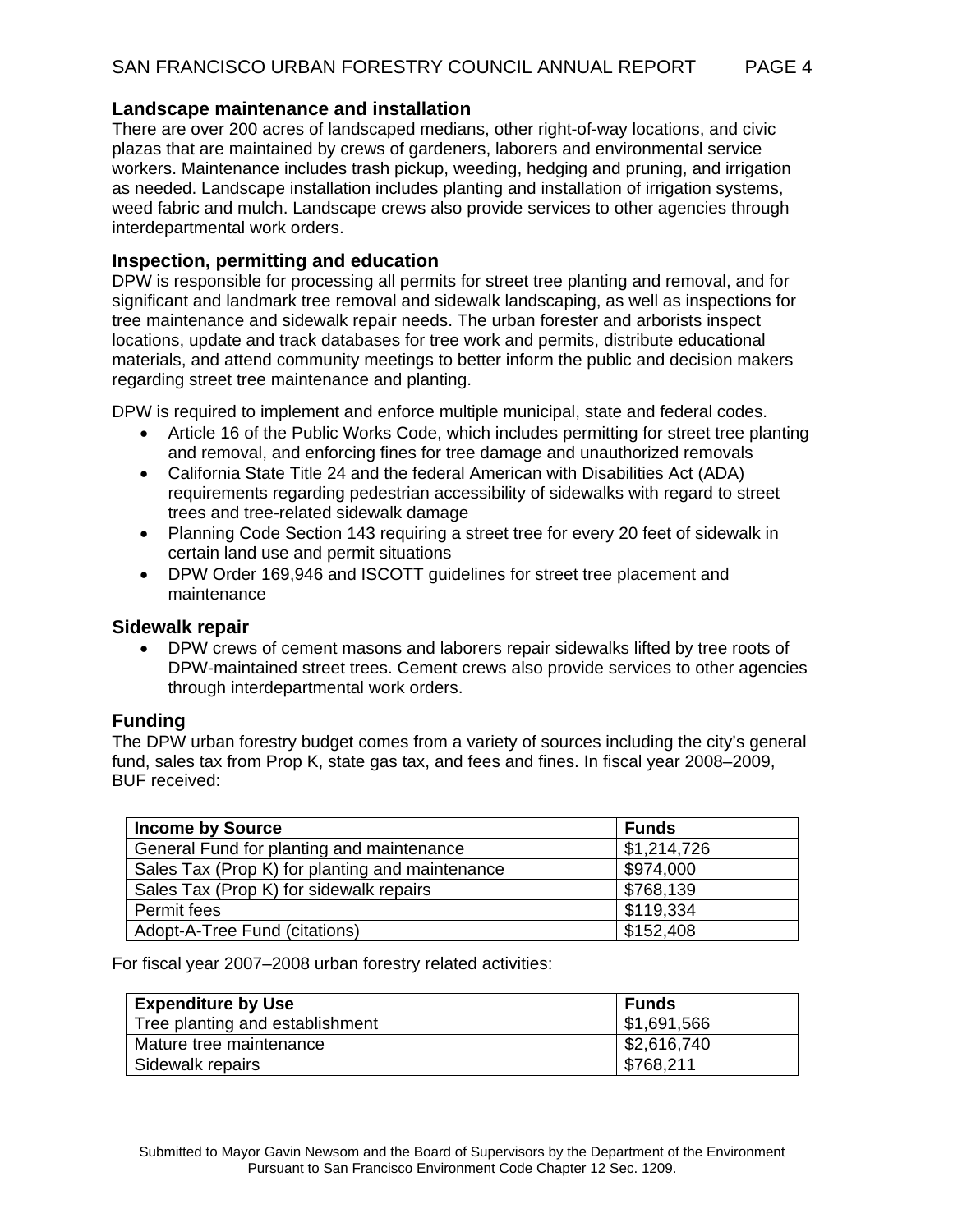### Landscape maintenance and installation

There are over 200 acres of landscaped medians, other right-of-way locations, and civic plazas that are maintained by crews of gardeners, laborers and environmental service workers. Maintenance includes trash pickup, weeding, hedging and pruning, and irrigation as needed. Landscape installation includes planting and installation of irrigation systems, weed fabric and mulch. Landscape crews also provide services to other agencies through interdepartmental work orders.

### Inspection, permitting and education

DPW is responsible for processing all permits for street tree planting and removal, and for significant and landmark tree removal and sidewalk landscaping, as well as inspections for tree maintenance and sidewalk repair needs. The urban forester and arborists inspect locations, update and track databases for tree work and permits, distribute educational materials, and attend community meetings to better inform the public and decision makers regarding street tree maintenance and planting.

DPW is required to implement and enforce multiple municipal, state and federal codes.

- Article 16 of the Public Works Code, which includes permitting for street tree planting and removal, and enforcing fines for tree damage and unauthorized removals
- California State Title 24 and the federal American with Disabilities Act (ADA) requirements regarding pedestrian accessibility of sidewalks with regard to street trees and tree-related sidewalk damage
- Planning Code Section 143 requiring a street tree for every 20 feet of sidewalk in certain land use and permit situations
- DPW Order 169,946 and ISCOTT guidelines for street tree placement and maintenance

### Sidewalk repair

- DPW crews of cement masons and laborers repair sidewalks lifted by tree roots of DPW-maintained street trees. Cement crews also provide services to other agencies through interdepartmental work orders.

### Funding

The DPW urban forestry budget comes from a variety of sources including the city's general fund, sales tax from Prop K, state gas tax, and fees and fines. In fiscal year 2008–2009, BUF received:

| Income by Source | Funds |
|---|---|
| General Fund for planting and maintenance | $1,214,726 |
| Sales Tax (Prop K) for planting and maintenance | $974,000 |
| Sales Tax (Prop K) for sidewalk repairs | $768,139 |
| Permit fees | $119,334 |
| Adopt-A-Tree Fund (citations) | $152,408 |

For fiscal year 2007–2008 urban forestry related activities:

| Expenditure by Use | Funds |
|---|---|
| Tree planting and establishment | $1,691,566 |
| Mature tree maintenance | $2,616,740 |
| Sidewalk repairs | $768,211 |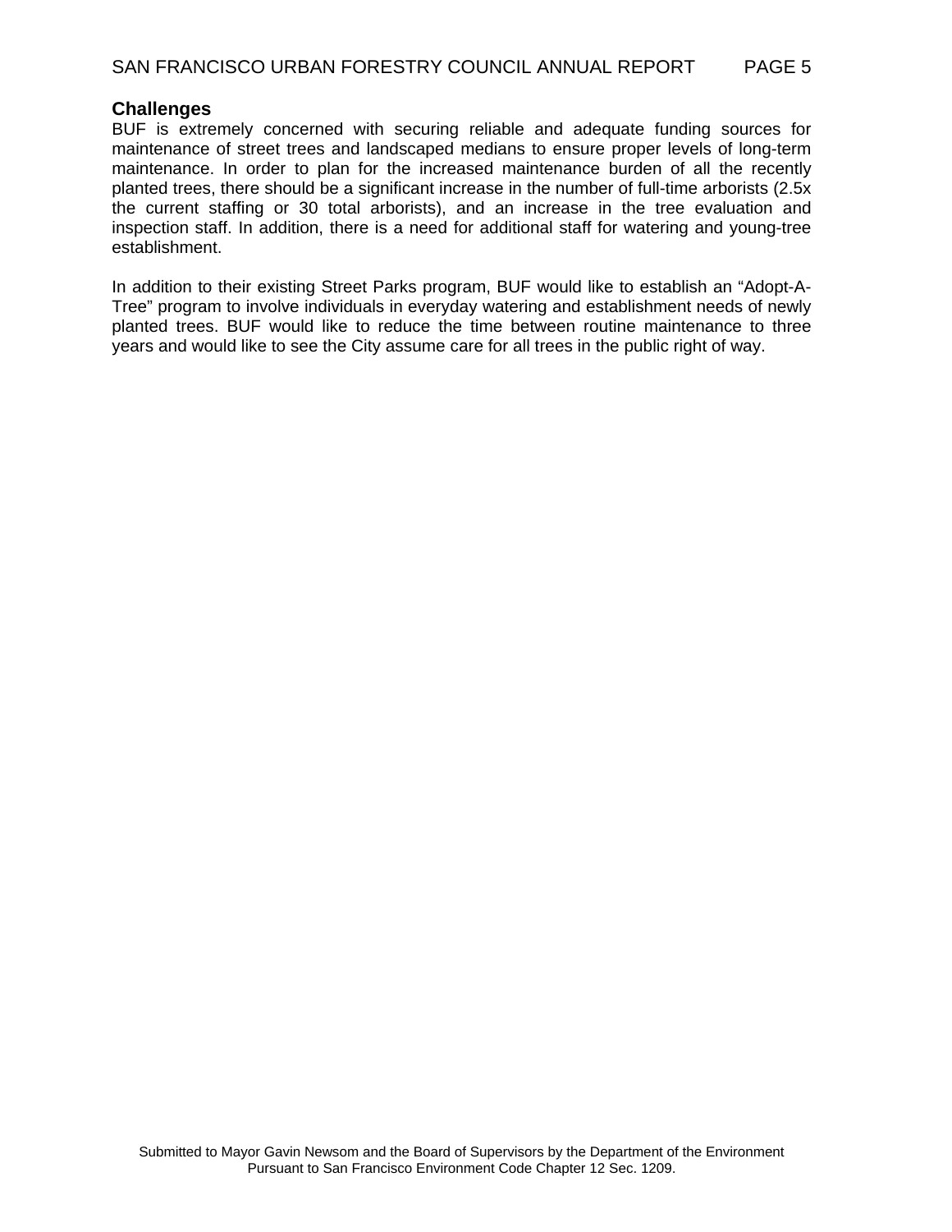### Challenges

BUF is extremely concerned with securing reliable and adequate funding sources for maintenance of street trees and landscaped medians to ensure proper levels of long-term maintenance. In order to plan for the increased maintenance burden of all the recently planted trees, there should be a significant increase in the number of full-time arborists (2.5x the current staffing or 30 total arborists), and an increase in the tree evaluation and inspection staff. In addition, there is a need for additional staff for watering and young-tree establishment.

In addition to their existing Street Parks program, BUF would like to establish an "Adopt-A-Tree" program to involve individuals in everyday watering and establishment needs of newly planted trees. BUF would like to reduce the time between routine maintenance to three years and would like to see the City assume care for all trees in the public right of way.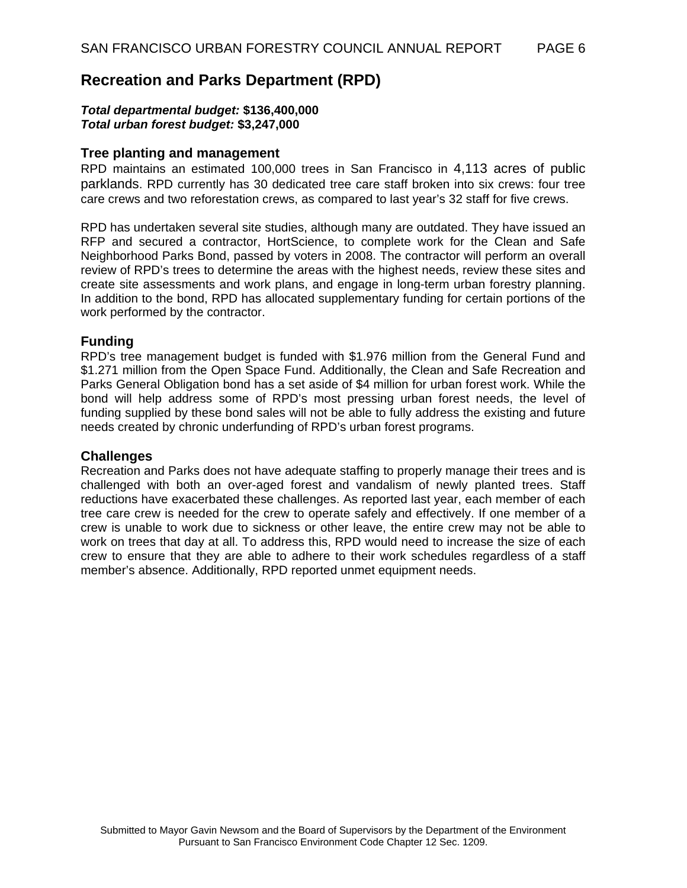## Recreation and Parks Department (RPD)

***Total departmental budget:*** **$136,400,000**
***Total urban forest budget:*** **$3,247,000**

### Tree planting and management

RPD maintains an estimated 100,000 trees in San Francisco in 4,113 acres of public parklands. RPD currently has 30 dedicated tree care staff broken into six crews: four tree care crews and two reforestation crews, as compared to last year's 32 staff for five crews.

RPD has undertaken several site studies, although many are outdated. They have issued an RFP and secured a contractor, HortScience, to complete work for the Clean and Safe Neighborhood Parks Bond, passed by voters in 2008. The contractor will perform an overall review of RPD's trees to determine the areas with the highest needs, review these sites and create site assessments and work plans, and engage in long-term urban forestry planning. In addition to the bond, RPD has allocated supplementary funding for certain portions of the work performed by the contractor.

### Funding

RPD's tree management budget is funded with $1.976 million from the General Fund and $1.271 million from the Open Space Fund. Additionally, the Clean and Safe Recreation and Parks General Obligation bond has a set aside of $4 million for urban forest work. While the bond will help address some of RPD's most pressing urban forest needs, the level of funding supplied by these bond sales will not be able to fully address the existing and future needs created by chronic underfunding of RPD's urban forest programs.

### Challenges

Recreation and Parks does not have adequate staffing to properly manage their trees and is challenged with both an over-aged forest and vandalism of newly planted trees. Staff reductions have exacerbated these challenges. As reported last year, each member of each tree care crew is needed for the crew to operate safely and effectively. If one member of a crew is unable to work due to sickness or other leave, the entire crew may not be able to work on trees that day at all. To address this, RPD would need to increase the size of each crew to ensure that they are able to adhere to their work schedules regardless of a staff member's absence. Additionally, RPD reported unmet equipment needs.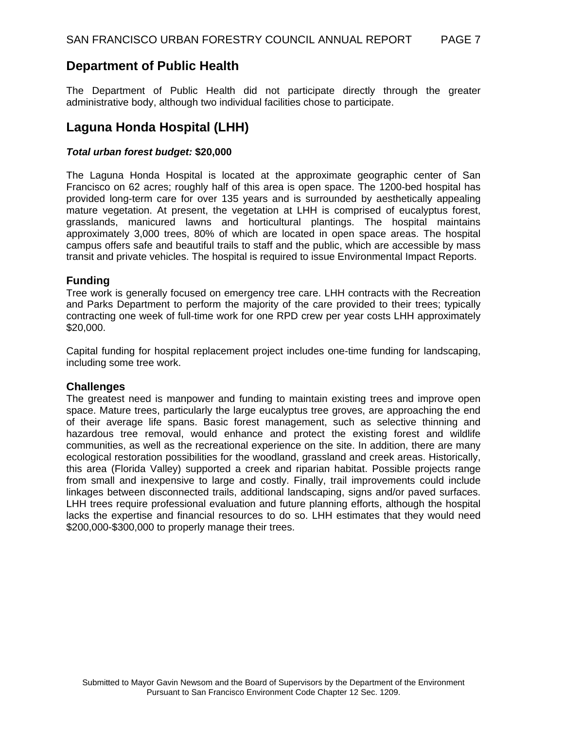## Department of Public Health

The Department of Public Health did not participate directly through the greater administrative body, although two individual facilities chose to participate.

## Laguna Honda Hospital (LHH)

***Total urban forest budget:*** **$20,000**

The Laguna Honda Hospital is located at the approximate geographic center of San Francisco on 62 acres; roughly half of this area is open space. The 1200-bed hospital has provided long-term care for over 135 years and is surrounded by aesthetically appealing mature vegetation. At present, the vegetation at LHH is comprised of eucalyptus forest, grasslands, manicured lawns and horticultural plantings. The hospital maintains approximately 3,000 trees, 80% of which are located in open space areas. The hospital campus offers safe and beautiful trails to staff and the public, which are accessible by mass transit and private vehicles. The hospital is required to issue Environmental Impact Reports.

### Funding

Tree work is generally focused on emergency tree care. LHH contracts with the Recreation and Parks Department to perform the majority of the care provided to their trees; typically contracting one week of full-time work for one RPD crew per year costs LHH approximately $20,000.

Capital funding for hospital replacement project includes one-time funding for landscaping, including some tree work.

### Challenges

The greatest need is manpower and funding to maintain existing trees and improve open space. Mature trees, particularly the large eucalyptus tree groves, are approaching the end of their average life spans. Basic forest management, such as selective thinning and hazardous tree removal, would enhance and protect the existing forest and wildlife communities, as well as the recreational experience on the site. In addition, there are many ecological restoration possibilities for the woodland, grassland and creek areas. Historically, this area (Florida Valley) supported a creek and riparian habitat. Possible projects range from small and inexpensive to large and costly. Finally, trail improvements could include linkages between disconnected trails, additional landscaping, signs and/or paved surfaces. LHH trees require professional evaluation and future planning efforts, although the hospital lacks the expertise and financial resources to do so. LHH estimates that they would need $200,000-$300,000 to properly manage their trees.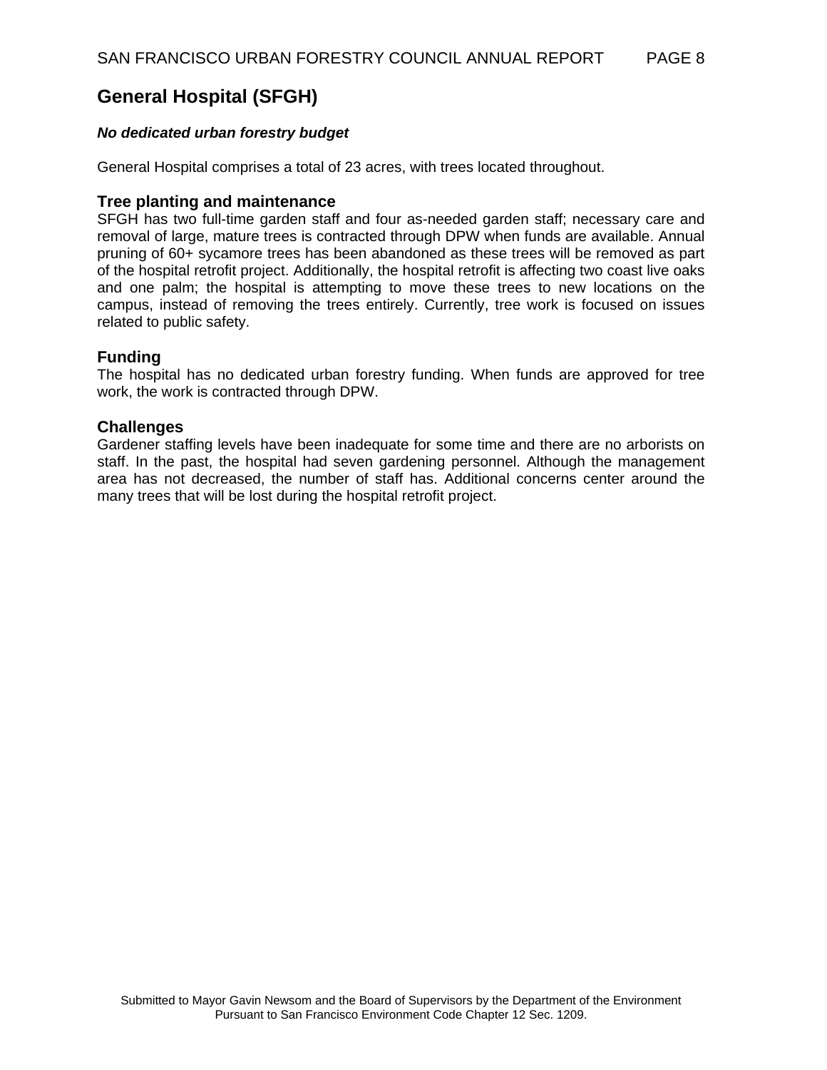## General Hospital (SFGH)

***No dedicated urban forestry budget***

General Hospital comprises a total of 23 acres, with trees located throughout.

### Tree planting and maintenance

SFGH has two full-time garden staff and four as-needed garden staff; necessary care and removal of large, mature trees is contracted through DPW when funds are available. Annual pruning of 60+ sycamore trees has been abandoned as these trees will be removed as part of the hospital retrofit project. Additionally, the hospital retrofit is affecting two coast live oaks and one palm; the hospital is attempting to move these trees to new locations on the campus, instead of removing the trees entirely. Currently, tree work is focused on issues related to public safety.

### Funding

The hospital has no dedicated urban forestry funding. When funds are approved for tree work, the work is contracted through DPW.

### Challenges

Gardener staffing levels have been inadequate for some time and there are no arborists on staff. In the past, the hospital had seven gardening personnel. Although the management area has not decreased, the number of staff has. Additional concerns center around the many trees that will be lost during the hospital retrofit project.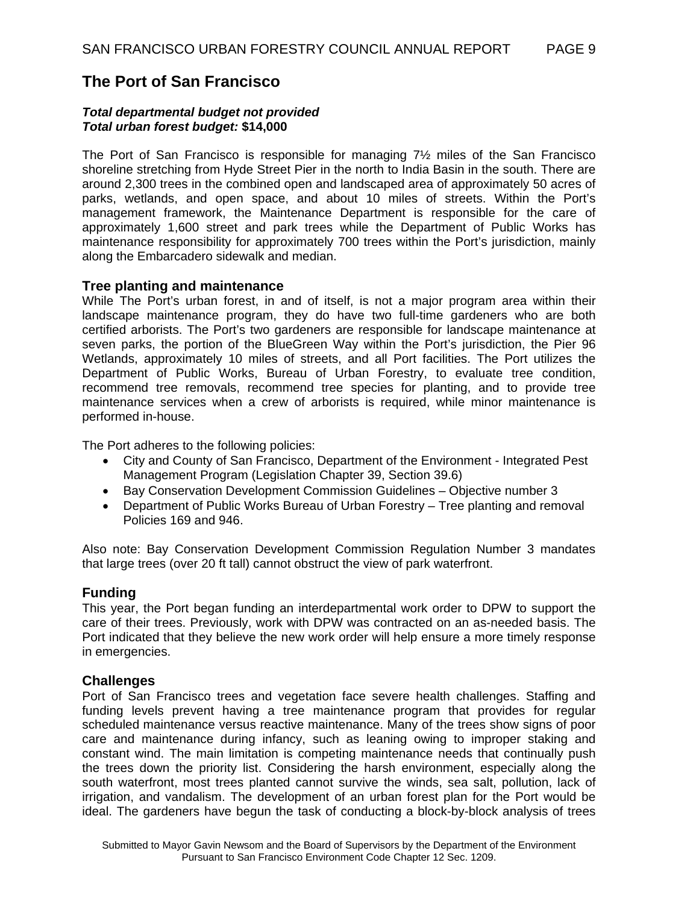## The Port of San Francisco

***Total departmental budget not provided***
***Total urban forest budget:* $14,000**

The Port of San Francisco is responsible for managing 7½ miles of the San Francisco shoreline stretching from Hyde Street Pier in the north to India Basin in the south. There are around 2,300 trees in the combined open and landscaped area of approximately 50 acres of parks, wetlands, and open space, and about 10 miles of streets. Within the Port's management framework, the Maintenance Department is responsible for the care of approximately 1,600 street and park trees while the Department of Public Works has maintenance responsibility for approximately 700 trees within the Port's jurisdiction, mainly along the Embarcadero sidewalk and median.

### Tree planting and maintenance

While The Port's urban forest, in and of itself, is not a major program area within their landscape maintenance program, they do have two full-time gardeners who are both certified arborists. The Port's two gardeners are responsible for landscape maintenance at seven parks, the portion of the BlueGreen Way within the Port's jurisdiction, the Pier 96 Wetlands, approximately 10 miles of streets, and all Port facilities. The Port utilizes the Department of Public Works, Bureau of Urban Forestry, to evaluate tree condition, recommend tree removals, recommend tree species for planting, and to provide tree maintenance services when a crew of arborists is required, while minor maintenance is performed in-house.

The Port adheres to the following policies:

- City and County of San Francisco, Department of the Environment - Integrated Pest Management Program (Legislation Chapter 39, Section 39.6)
- Bay Conservation Development Commission Guidelines – Objective number 3
- Department of Public Works Bureau of Urban Forestry – Tree planting and removal Policies 169 and 946.

Also note: Bay Conservation Development Commission Regulation Number 3 mandates that large trees (over 20 ft tall) cannot obstruct the view of park waterfront.

### Funding

This year, the Port began funding an interdepartmental work order to DPW to support the care of their trees. Previously, work with DPW was contracted on an as-needed basis. The Port indicated that they believe the new work order will help ensure a more timely response in emergencies.

### Challenges

Port of San Francisco trees and vegetation face severe health challenges. Staffing and funding levels prevent having a tree maintenance program that provides for regular scheduled maintenance versus reactive maintenance. Many of the trees show signs of poor care and maintenance during infancy, such as leaning owing to improper staking and constant wind. The main limitation is competing maintenance needs that continually push the trees down the priority list. Considering the harsh environment, especially along the south waterfront, most trees planted cannot survive the winds, sea salt, pollution, lack of irrigation, and vandalism. The development of an urban forest plan for the Port would be ideal. The gardeners have begun the task of conducting a block-by-block analysis of trees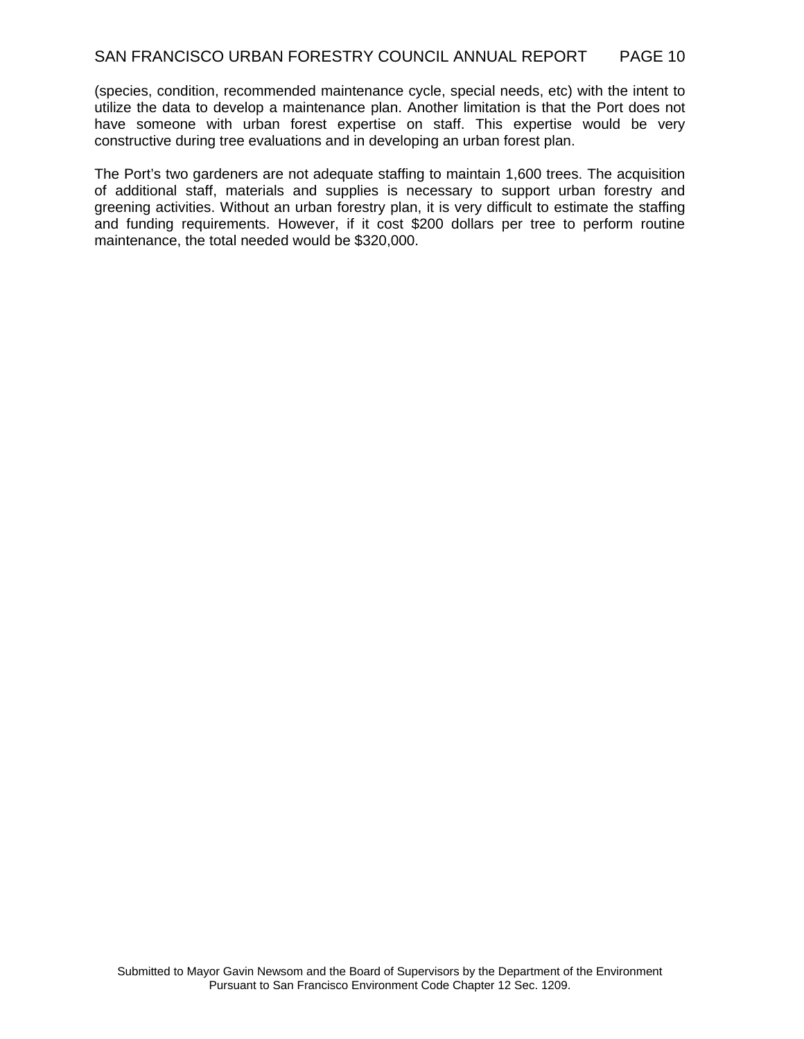(species, condition, recommended maintenance cycle, special needs, etc) with the intent to utilize the data to develop a maintenance plan. Another limitation is that the Port does not have someone with urban forest expertise on staff. This expertise would be very constructive during tree evaluations and in developing an urban forest plan.

The Port's two gardeners are not adequate staffing to maintain 1,600 trees. The acquisition of additional staff, materials and supplies is necessary to support urban forestry and greening activities. Without an urban forestry plan, it is very difficult to estimate the staffing and funding requirements. However, if it cost $200 dollars per tree to perform routine maintenance, the total needed would be $320,000.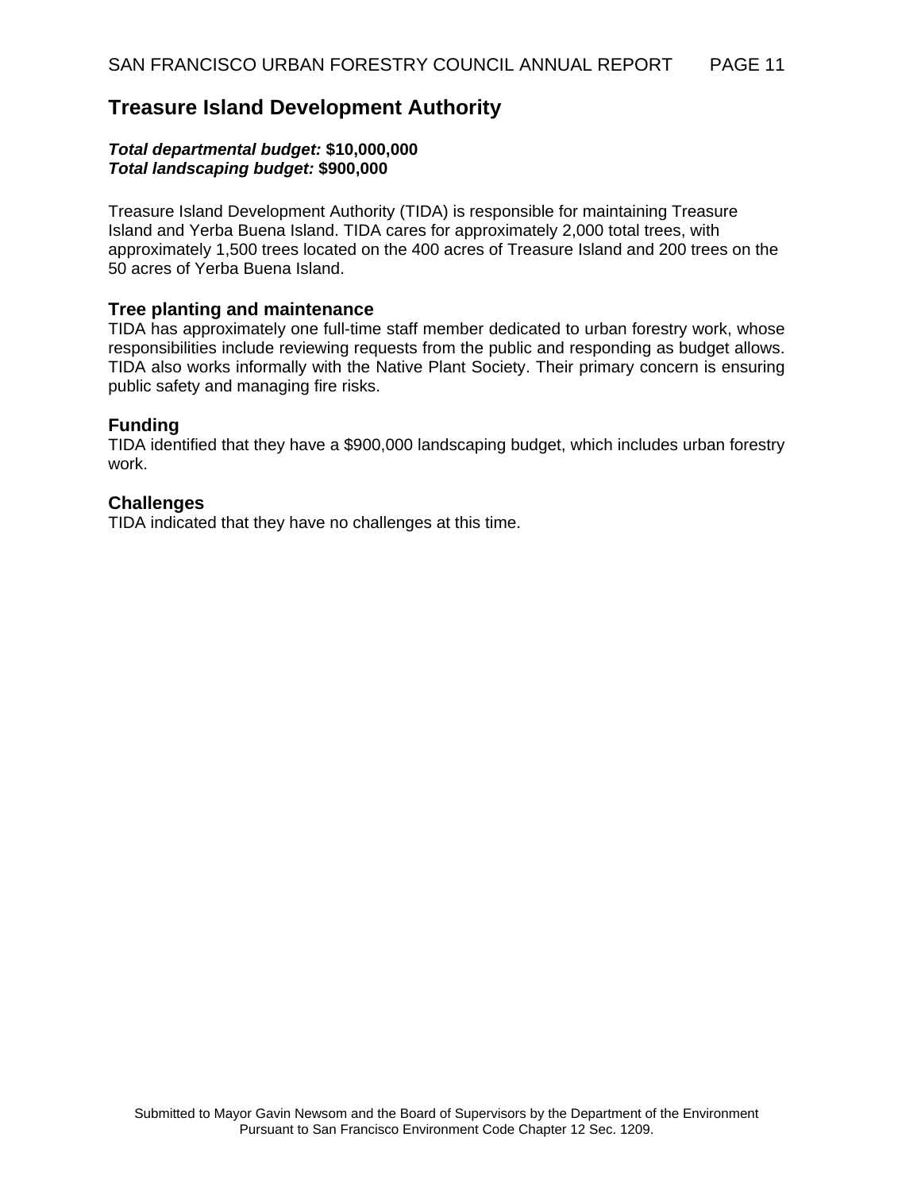## Treasure Island Development Authority

***Total departmental budget:*** **$10,000,000**
***Total landscaping budget:*** **$900,000**

Treasure Island Development Authority (TIDA) is responsible for maintaining Treasure Island and Yerba Buena Island. TIDA cares for approximately 2,000 total trees, with approximately 1,500 trees located on the 400 acres of Treasure Island and 200 trees on the 50 acres of Yerba Buena Island.

### Tree planting and maintenance

TIDA has approximately one full-time staff member dedicated to urban forestry work, whose responsibilities include reviewing requests from the public and responding as budget allows. TIDA also works informally with the Native Plant Society. Their primary concern is ensuring public safety and managing fire risks.

### Funding

TIDA identified that they have a $900,000 landscaping budget, which includes urban forestry work.

### Challenges

TIDA indicated that they have no challenges at this time.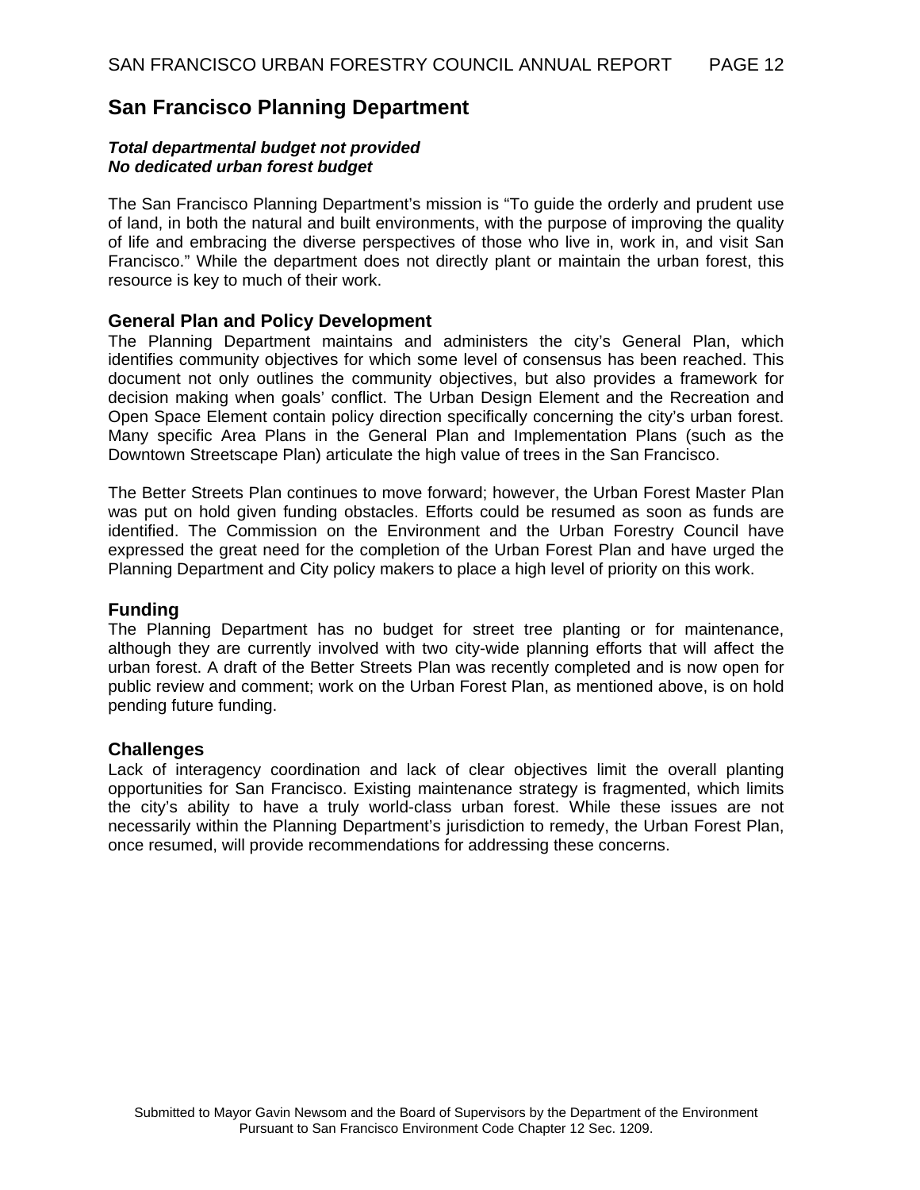## San Francisco Planning Department

***Total departmental budget not provided***
***No dedicated urban forest budget***

The San Francisco Planning Department's mission is "To guide the orderly and prudent use of land, in both the natural and built environments, with the purpose of improving the quality of life and embracing the diverse perspectives of those who live in, work in, and visit San Francisco." While the department does not directly plant or maintain the urban forest, this resource is key to much of their work.

### General Plan and Policy Development

The Planning Department maintains and administers the city's General Plan, which identifies community objectives for which some level of consensus has been reached. This document not only outlines the community objectives, but also provides a framework for decision making when goals' conflict. The Urban Design Element and the Recreation and Open Space Element contain policy direction specifically concerning the city's urban forest. Many specific Area Plans in the General Plan and Implementation Plans (such as the Downtown Streetscape Plan) articulate the high value of trees in the San Francisco.

The Better Streets Plan continues to move forward; however, the Urban Forest Master Plan was put on hold given funding obstacles. Efforts could be resumed as soon as funds are identified. The Commission on the Environment and the Urban Forestry Council have expressed the great need for the completion of the Urban Forest Plan and have urged the Planning Department and City policy makers to place a high level of priority on this work.

### Funding

The Planning Department has no budget for street tree planting or for maintenance, although they are currently involved with two city-wide planning efforts that will affect the urban forest. A draft of the Better Streets Plan was recently completed and is now open for public review and comment; work on the Urban Forest Plan, as mentioned above, is on hold pending future funding.

### Challenges

Lack of interagency coordination and lack of clear objectives limit the overall planting opportunities for San Francisco. Existing maintenance strategy is fragmented, which limits the city's ability to have a truly world-class urban forest. While these issues are not necessarily within the Planning Department's jurisdiction to remedy, the Urban Forest Plan, once resumed, will provide recommendations for addressing these concerns.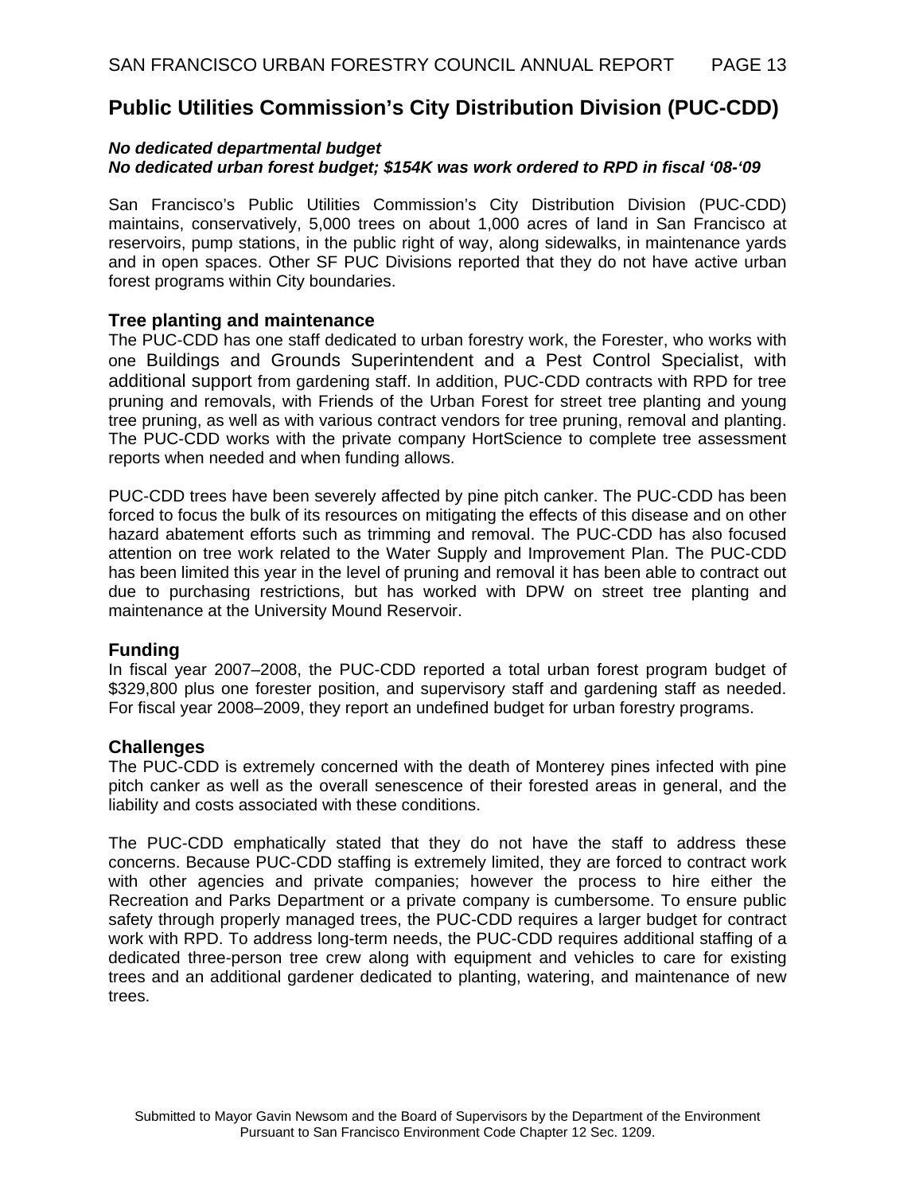## Public Utilities Commission's City Distribution Division (PUC-CDD)

***No dedicated departmental budget***
***No dedicated urban forest budget; $154K was work ordered to RPD in fiscal '08-'09***

San Francisco's Public Utilities Commission's City Distribution Division (PUC-CDD) maintains, conservatively, 5,000 trees on about 1,000 acres of land in San Francisco at reservoirs, pump stations, in the public right of way, along sidewalks, in maintenance yards and in open spaces. Other SF PUC Divisions reported that they do not have active urban forest programs within City boundaries.

### Tree planting and maintenance

The PUC-CDD has one staff dedicated to urban forestry work, the Forester, who works with one Buildings and Grounds Superintendent and a Pest Control Specialist, with additional support from gardening staff. In addition, PUC-CDD contracts with RPD for tree pruning and removals, with Friends of the Urban Forest for street tree planting and young tree pruning, as well as with various contract vendors for tree pruning, removal and planting. The PUC-CDD works with the private company HortScience to complete tree assessment reports when needed and when funding allows.

PUC-CDD trees have been severely affected by pine pitch canker. The PUC-CDD has been forced to focus the bulk of its resources on mitigating the effects of this disease and on other hazard abatement efforts such as trimming and removal. The PUC-CDD has also focused attention on tree work related to the Water Supply and Improvement Plan. The PUC-CDD has been limited this year in the level of pruning and removal it has been able to contract out due to purchasing restrictions, but has worked with DPW on street tree planting and maintenance at the University Mound Reservoir.

### Funding

In fiscal year 2007–2008, the PUC-CDD reported a total urban forest program budget of $329,800 plus one forester position, and supervisory staff and gardening staff as needed. For fiscal year 2008–2009, they report an undefined budget for urban forestry programs.

### Challenges

The PUC-CDD is extremely concerned with the death of Monterey pines infected with pine pitch canker as well as the overall senescence of their forested areas in general, and the liability and costs associated with these conditions.

The PUC-CDD emphatically stated that they do not have the staff to address these concerns. Because PUC-CDD staffing is extremely limited, they are forced to contract work with other agencies and private companies; however the process to hire either the Recreation and Parks Department or a private company is cumbersome. To ensure public safety through properly managed trees, the PUC-CDD requires a larger budget for contract work with RPD. To address long-term needs, the PUC-CDD requires additional staffing of a dedicated three-person tree crew along with equipment and vehicles to care for existing trees and an additional gardener dedicated to planting, watering, and maintenance of new trees.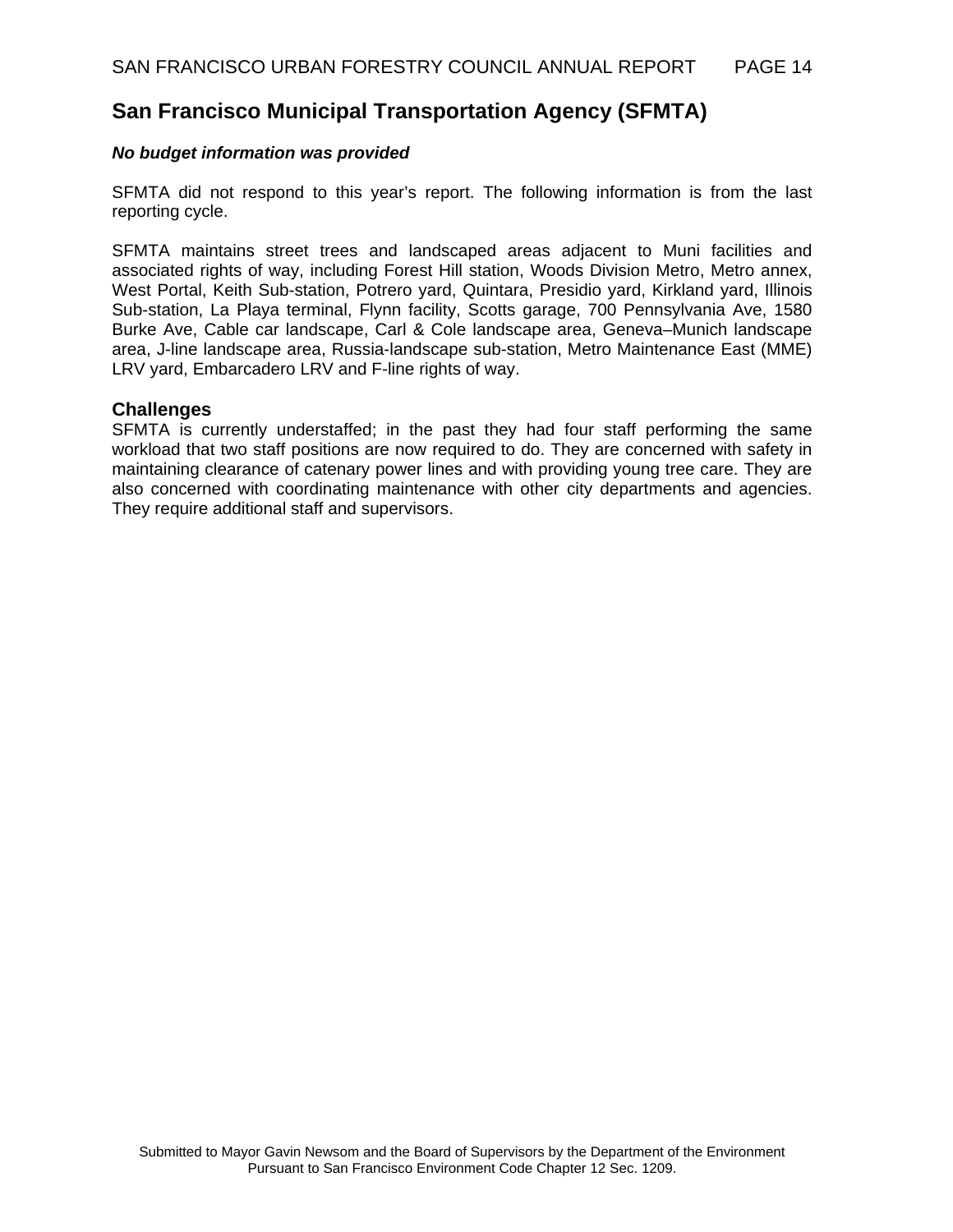## San Francisco Municipal Transportation Agency (SFMTA)

***No budget information was provided***

SFMTA did not respond to this year's report. The following information is from the last reporting cycle.

SFMTA maintains street trees and landscaped areas adjacent to Muni facilities and associated rights of way, including Forest Hill station, Woods Division Metro, Metro annex, West Portal, Keith Sub-station, Potrero yard, Quintara, Presidio yard, Kirkland yard, Illinois Sub-station, La Playa terminal, Flynn facility, Scotts garage, 700 Pennsylvania Ave, 1580 Burke Ave, Cable car landscape, Carl & Cole landscape area, Geneva–Munich landscape area, J-line landscape area, Russia-landscape sub-station, Metro Maintenance East (MME) LRV yard, Embarcadero LRV and F-line rights of way.

### Challenges

SFMTA is currently understaffed; in the past they had four staff performing the same workload that two staff positions are now required to do. They are concerned with safety in maintaining clearance of catenary power lines and with providing young tree care. They are also concerned with coordinating maintenance with other city departments and agencies. They require additional staff and supervisors.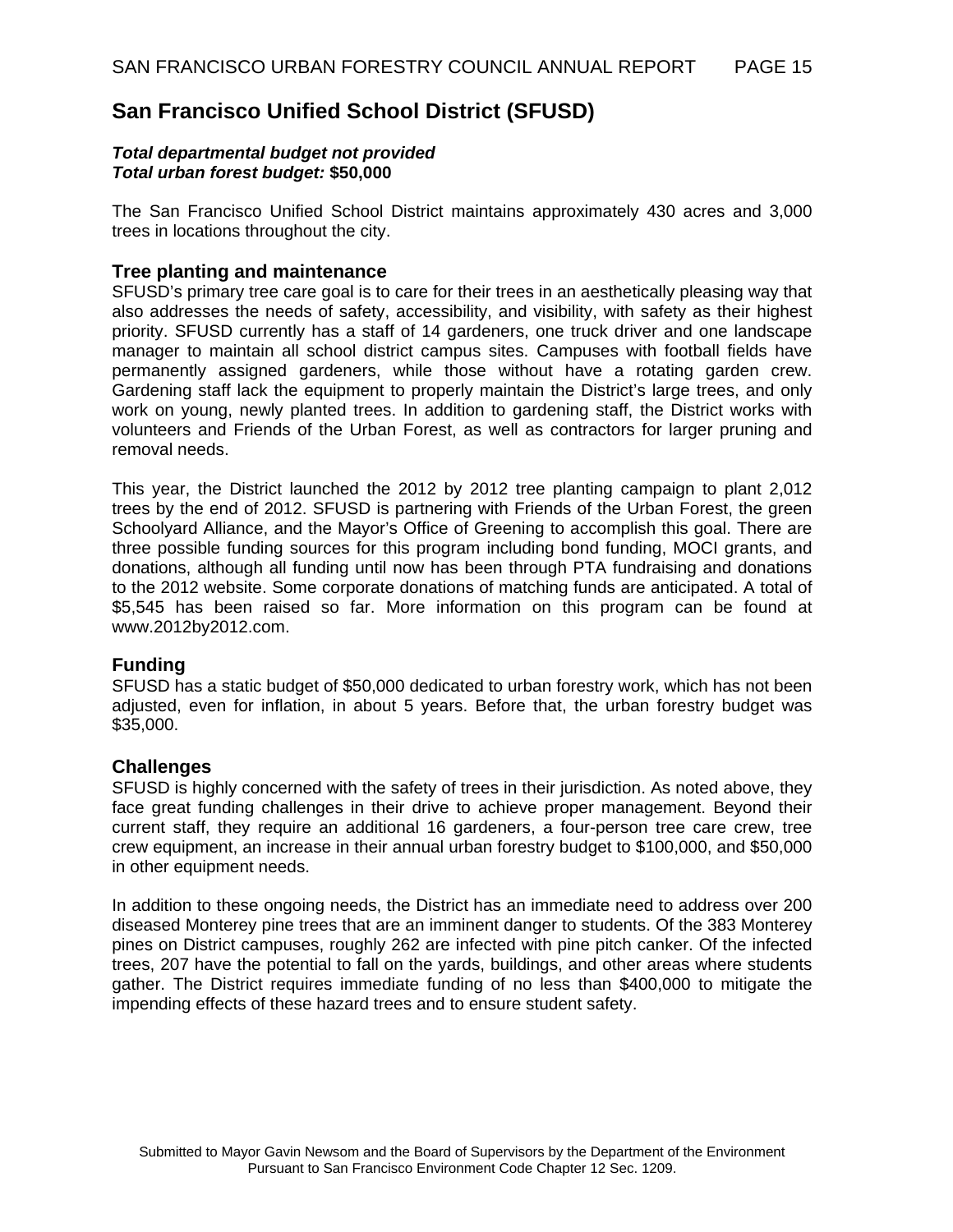## San Francisco Unified School District (SFUSD)

***Total departmental budget not provided***
***Total urban forest budget:*** **$50,000**

The San Francisco Unified School District maintains approximately 430 acres and 3,000 trees in locations throughout the city.

### Tree planting and maintenance

SFUSD's primary tree care goal is to care for their trees in an aesthetically pleasing way that also addresses the needs of safety, accessibility, and visibility, with safety as their highest priority. SFUSD currently has a staff of 14 gardeners, one truck driver and one landscape manager to maintain all school district campus sites. Campuses with football fields have permanently assigned gardeners, while those without have a rotating garden crew. Gardening staff lack the equipment to properly maintain the District's large trees, and only work on young, newly planted trees. In addition to gardening staff, the District works with volunteers and Friends of the Urban Forest, as well as contractors for larger pruning and removal needs.

This year, the District launched the 2012 by 2012 tree planting campaign to plant 2,012 trees by the end of 2012. SFUSD is partnering with Friends of the Urban Forest, the green Schoolyard Alliance, and the Mayor's Office of Greening to accomplish this goal. There are three possible funding sources for this program including bond funding, MOCI grants, and donations, although all funding until now has been through PTA fundraising and donations to the 2012 website. Some corporate donations of matching funds are anticipated. A total of $5,545 has been raised so far. More information on this program can be found at www.2012by2012.com.

### Funding

SFUSD has a static budget of $50,000 dedicated to urban forestry work, which has not been adjusted, even for inflation, in about 5 years. Before that, the urban forestry budget was $35,000.

### Challenges

SFUSD is highly concerned with the safety of trees in their jurisdiction. As noted above, they face great funding challenges in their drive to achieve proper management. Beyond their current staff, they require an additional 16 gardeners, a four-person tree care crew, tree crew equipment, an increase in their annual urban forestry budget to $100,000, and $50,000 in other equipment needs.

In addition to these ongoing needs, the District has an immediate need to address over 200 diseased Monterey pine trees that are an imminent danger to students. Of the 383 Monterey pines on District campuses, roughly 262 are infected with pine pitch canker. Of the infected trees, 207 have the potential to fall on the yards, buildings, and other areas where students gather. The District requires immediate funding of no less than $400,000 to mitigate the impending effects of these hazard trees and to ensure student safety.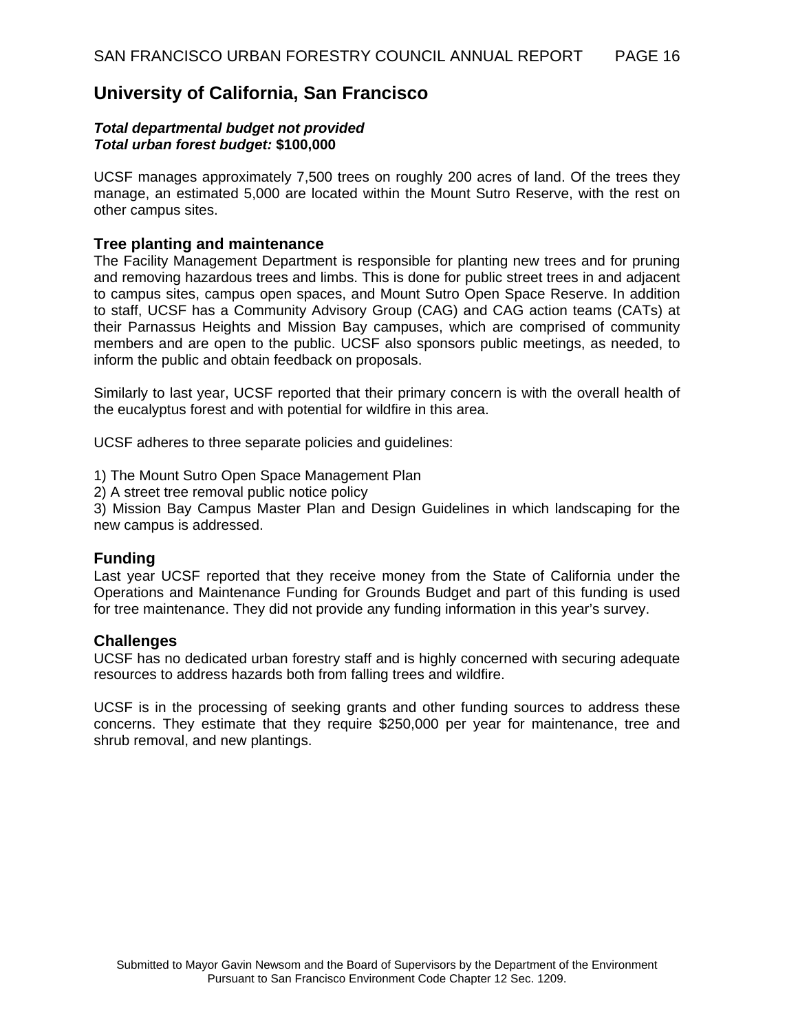## University of California, San Francisco

***Total departmental budget not provided***
***Total urban forest budget:* $100,000**

UCSF manages approximately 7,500 trees on roughly 200 acres of land. Of the trees they manage, an estimated 5,000 are located within the Mount Sutro Reserve, with the rest on other campus sites.

### Tree planting and maintenance

The Facility Management Department is responsible for planting new trees and for pruning and removing hazardous trees and limbs. This is done for public street trees in and adjacent to campus sites, campus open spaces, and Mount Sutro Open Space Reserve. In addition to staff, UCSF has a Community Advisory Group (CAG) and CAG action teams (CATs) at their Parnassus Heights and Mission Bay campuses, which are comprised of community members and are open to the public. UCSF also sponsors public meetings, as needed, to inform the public and obtain feedback on proposals.

Similarly to last year, UCSF reported that their primary concern is with the overall health of the eucalyptus forest and with potential for wildfire in this area.

UCSF adheres to three separate policies and guidelines:

1) The Mount Sutro Open Space Management Plan
2) A street tree removal public notice policy
3) Mission Bay Campus Master Plan and Design Guidelines in which landscaping for the new campus is addressed.

### Funding

Last year UCSF reported that they receive money from the State of California under the Operations and Maintenance Funding for Grounds Budget and part of this funding is used for tree maintenance. They did not provide any funding information in this year's survey.

### Challenges

UCSF has no dedicated urban forestry staff and is highly concerned with securing adequate resources to address hazards both from falling trees and wildfire.

UCSF is in the processing of seeking grants and other funding sources to address these concerns. They estimate that they require $250,000 per year for maintenance, tree and shrub removal, and new plantings.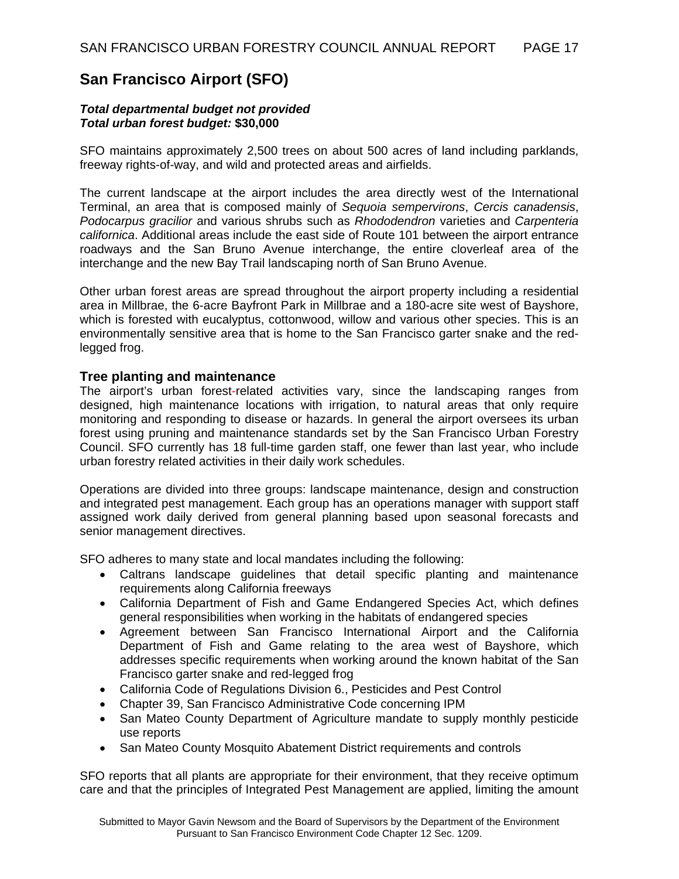## San Francisco Airport (SFO)

***Total departmental budget not provided***
***Total urban forest budget:* $30,000**

SFO maintains approximately 2,500 trees on about 500 acres of land including parklands, freeway rights-of-way, and wild and protected areas and airfields.

The current landscape at the airport includes the area directly west of the International Terminal, an area that is composed mainly of *Sequoia sempervirons*, *Cercis canadensis*, *Podocarpus gracilior* and various shrubs such as *Rhododendron* varieties and *Carpenteria californica*. Additional areas include the east side of Route 101 between the airport entrance roadways and the San Bruno Avenue interchange, the entire cloverleaf area of the interchange and the new Bay Trail landscaping north of San Bruno Avenue.

Other urban forest areas are spread throughout the airport property including a residential area in Millbrae, the 6-acre Bayfront Park in Millbrae and a 180-acre site west of Bayshore, which is forested with eucalyptus, cottonwood, willow and various other species. This is an environmentally sensitive area that is home to the San Francisco garter snake and the red-legged frog.

### Tree planting and maintenance

The airport's urban forest-related activities vary, since the landscaping ranges from designed, high maintenance locations with irrigation, to natural areas that only require monitoring and responding to disease or hazards. In general the airport oversees its urban forest using pruning and maintenance standards set by the San Francisco Urban Forestry Council. SFO currently has 18 full-time garden staff, one fewer than last year, who include urban forestry related activities in their daily work schedules.

Operations are divided into three groups: landscape maintenance, design and construction and integrated pest management. Each group has an operations manager with support staff assigned work daily derived from general planning based upon seasonal forecasts and senior management directives.

SFO adheres to many state and local mandates including the following:

- Caltrans landscape guidelines that detail specific planting and maintenance requirements along California freeways
- California Department of Fish and Game Endangered Species Act, which defines general responsibilities when working in the habitats of endangered species
- Agreement between San Francisco International Airport and the California Department of Fish and Game relating to the area west of Bayshore, which addresses specific requirements when working around the known habitat of the San Francisco garter snake and red-legged frog
- California Code of Regulations Division 6., Pesticides and Pest Control
- Chapter 39, San Francisco Administrative Code concerning IPM
- San Mateo County Department of Agriculture mandate to supply monthly pesticide use reports
- San Mateo County Mosquito Abatement District requirements and controls

SFO reports that all plants are appropriate for their environment, that they receive optimum care and that the principles of Integrated Pest Management are applied, limiting the amount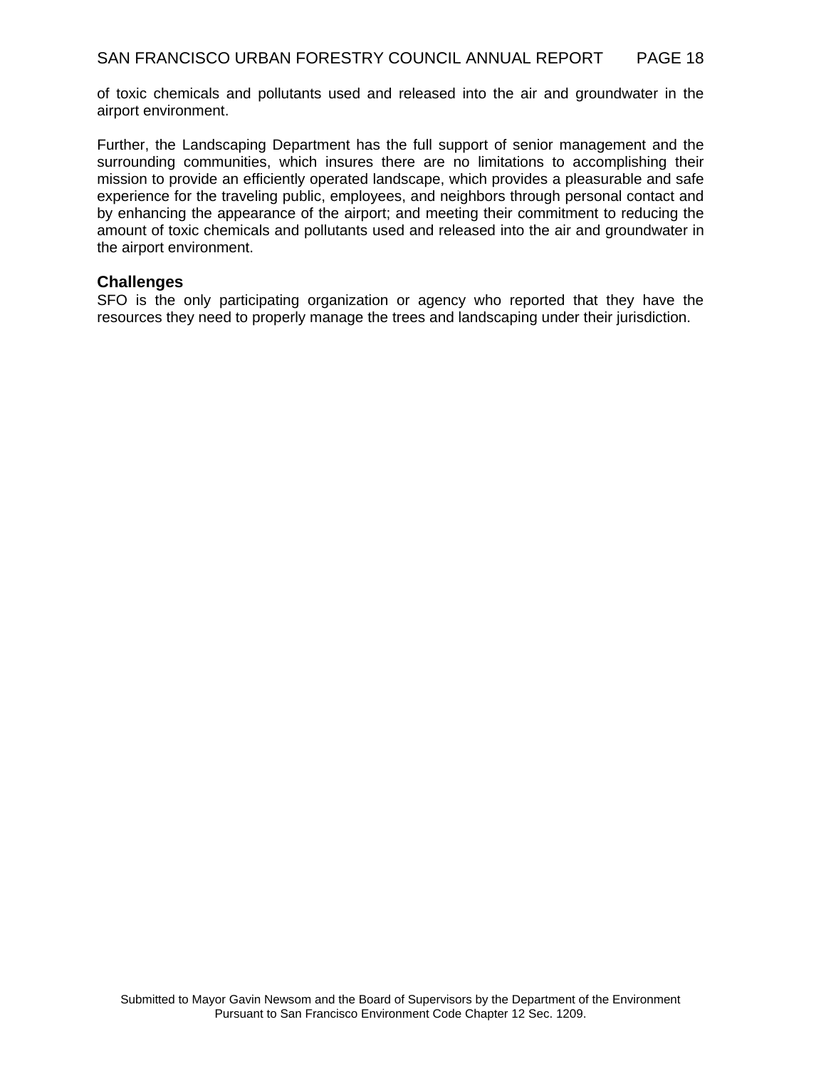of toxic chemicals and pollutants used and released into the air and groundwater in the airport environment.

Further, the Landscaping Department has the full support of senior management and the surrounding communities, which insures there are no limitations to accomplishing their mission to provide an efficiently operated landscape, which provides a pleasurable and safe experience for the traveling public, employees, and neighbors through personal contact and by enhancing the appearance of the airport; and meeting their commitment to reducing the amount of toxic chemicals and pollutants used and released into the air and groundwater in the airport environment.

### Challenges

SFO is the only participating organization or agency who reported that they have the resources they need to properly manage the trees and landscaping under their jurisdiction.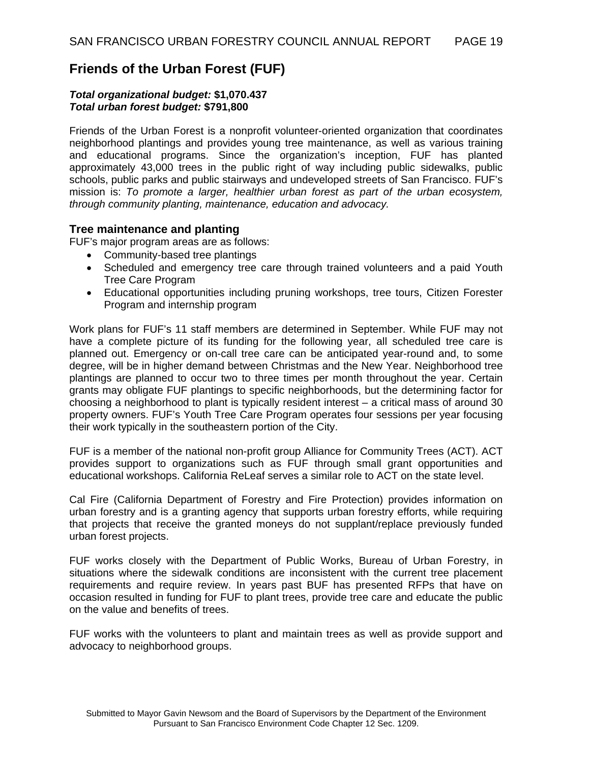## Friends of the Urban Forest (FUF)

***Total organizational budget:*** **$1,070.437**
***Total urban forest budget:*** **$791,800**

Friends of the Urban Forest is a nonprofit volunteer-oriented organization that coordinates neighborhood plantings and provides young tree maintenance, as well as various training and educational programs. Since the organization's inception, FUF has planted approximately 43,000 trees in the public right of way including public sidewalks, public schools, public parks and public stairways and undeveloped streets of San Francisco. FUF's mission is: *To promote a larger, healthier urban forest as part of the urban ecosystem, through community planting, maintenance, education and advocacy.*

### Tree maintenance and planting

FUF's major program areas are as follows:

- Community-based tree plantings
- Scheduled and emergency tree care through trained volunteers and a paid Youth Tree Care Program
- Educational opportunities including pruning workshops, tree tours, Citizen Forester Program and internship program

Work plans for FUF's 11 staff members are determined in September. While FUF may not have a complete picture of its funding for the following year, all scheduled tree care is planned out. Emergency or on-call tree care can be anticipated year-round and, to some degree, will be in higher demand between Christmas and the New Year. Neighborhood tree plantings are planned to occur two to three times per month throughout the year. Certain grants may obligate FUF plantings to specific neighborhoods, but the determining factor for choosing a neighborhood to plant is typically resident interest – a critical mass of around 30 property owners. FUF's Youth Tree Care Program operates four sessions per year focusing their work typically in the southeastern portion of the City.

FUF is a member of the national non-profit group Alliance for Community Trees (ACT). ACT provides support to organizations such as FUF through small grant opportunities and educational workshops. California ReLeaf serves a similar role to ACT on the state level.

Cal Fire (California Department of Forestry and Fire Protection) provides information on urban forestry and is a granting agency that supports urban forestry efforts, while requiring that projects that receive the granted moneys do not supplant/replace previously funded urban forest projects.

FUF works closely with the Department of Public Works, Bureau of Urban Forestry, in situations where the sidewalk conditions are inconsistent with the current tree placement requirements and require review. In years past BUF has presented RFPs that have on occasion resulted in funding for FUF to plant trees, provide tree care and educate the public on the value and benefits of trees.

FUF works with the volunteers to plant and maintain trees as well as provide support and advocacy to neighborhood groups.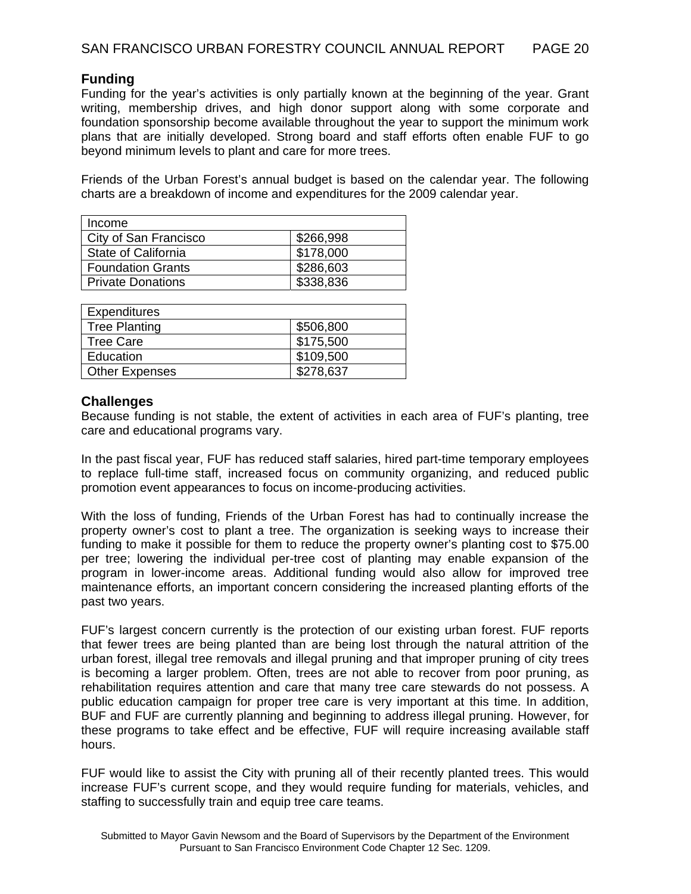## Funding

Funding for the year's activities is only partially known at the beginning of the year. Grant writing, membership drives, and high donor support along with some corporate and foundation sponsorship become available throughout the year to support the minimum work plans that are initially developed. Strong board and staff efforts often enable FUF to go beyond minimum levels to plant and care for more trees.

Friends of the Urban Forest's annual budget is based on the calendar year. The following charts are a breakdown of income and expenditures for the 2009 calendar year.

| Income | |
|---|---|
| City of San Francisco | $266,998 |
| State of California | $178,000 |
| Foundation Grants | $286,603 |
| Private Donations | $338,836 |

| Expenditures | |
|---|---|
| Tree Planting | $506,800 |
| Tree Care | $175,500 |
| Education | $109,500 |
| Other Expenses | $278,637 |

## Challenges

Because funding is not stable, the extent of activities in each area of FUF's planting, tree care and educational programs vary.

In the past fiscal year, FUF has reduced staff salaries, hired part-time temporary employees to replace full-time staff, increased focus on community organizing, and reduced public promotion event appearances to focus on income-producing activities.

With the loss of funding, Friends of the Urban Forest has had to continually increase the property owner's cost to plant a tree. The organization is seeking ways to increase their funding to make it possible for them to reduce the property owner's planting cost to $75.00 per tree; lowering the individual per-tree cost of planting may enable expansion of the program in lower-income areas. Additional funding would also allow for improved tree maintenance efforts, an important concern considering the increased planting efforts of the past two years.

FUF's largest concern currently is the protection of our existing urban forest. FUF reports that fewer trees are being planted than are being lost through the natural attrition of the urban forest, illegal tree removals and illegal pruning and that improper pruning of city trees is becoming a larger problem. Often, trees are not able to recover from poor pruning, as rehabilitation requires attention and care that many tree care stewards do not possess. A public education campaign for proper tree care is very important at this time. In addition, BUF and FUF are currently planning and beginning to address illegal pruning. However, for these programs to take effect and be effective, FUF will require increasing available staff hours.

FUF would like to assist the City with pruning all of their recently planted trees. This would increase FUF's current scope, and they would require funding for materials, vehicles, and staffing to successfully train and equip tree care teams.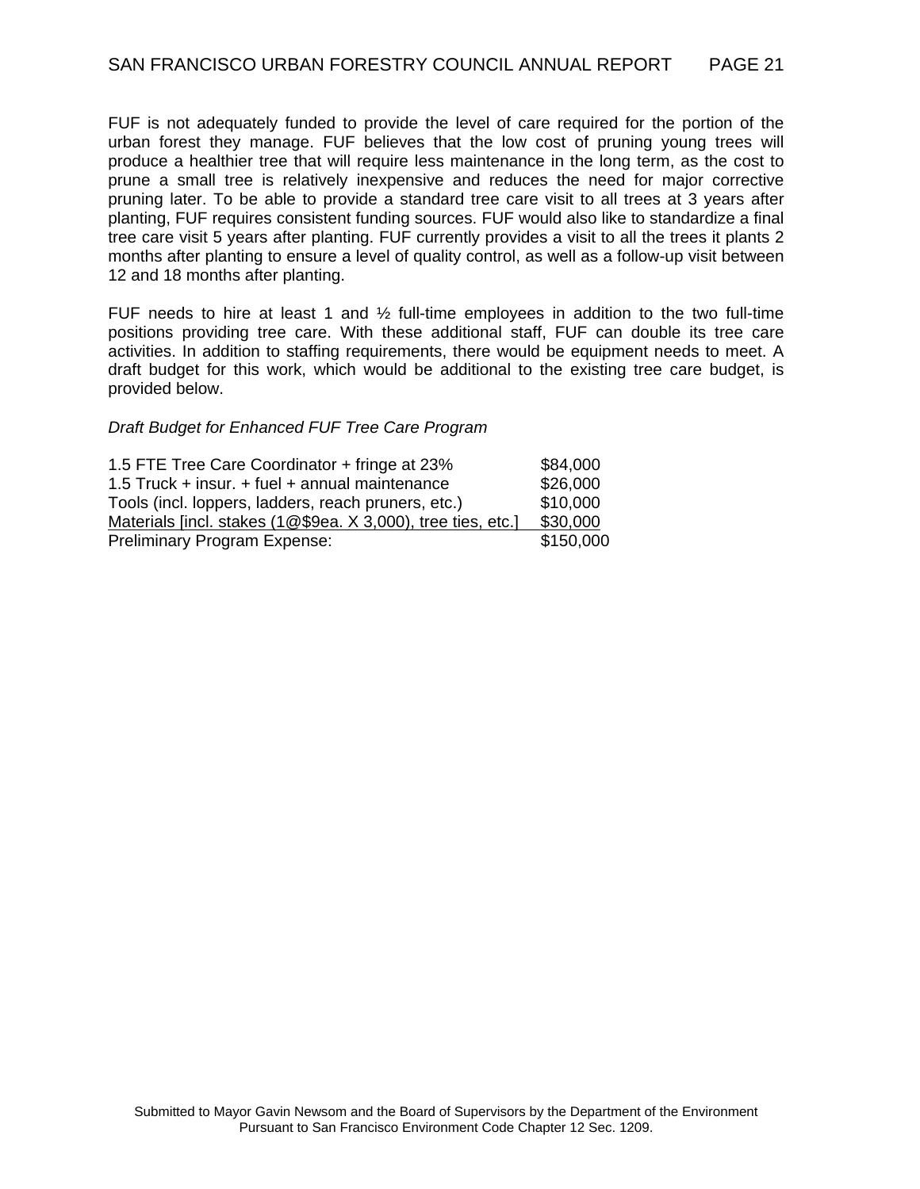FUF is not adequately funded to provide the level of care required for the portion of the urban forest they manage. FUF believes that the low cost of pruning young trees will produce a healthier tree that will require less maintenance in the long term, as the cost to prune a small tree is relatively inexpensive and reduces the need for major corrective pruning later. To be able to provide a standard tree care visit to all trees at 3 years after planting, FUF requires consistent funding sources. FUF would also like to standardize a final tree care visit 5 years after planting. FUF currently provides a visit to all the trees it plants 2 months after planting to ensure a level of quality control, as well as a follow-up visit between 12 and 18 months after planting.

FUF needs to hire at least 1 and ½ full-time employees in addition to the two full-time positions providing tree care. With these additional staff, FUF can double its tree care activities. In addition to staffing requirements, there would be equipment needs to meet. A draft budget for this work, which would be additional to the existing tree care budget, is provided below.

*Draft Budget for Enhanced FUF Tree Care Program*

| Item | Amount |
|---|---|
| 1.5 FTE Tree Care Coordinator + fringe at 23% | $84,000 |
| 1.5 Truck + insur. + fuel + annual maintenance | $26,000 |
| Tools (incl. loppers, ladders, reach pruners, etc.) | $10,000 |
| Materials [incl. stakes (1@$9ea. X 3,000), tree ties, etc.] | $30,000 |
| Preliminary Program Expense: | $150,000 |

Submitted to Mayor Gavin Newsom and the Board of Supervisors by the Department of the Environment Pursuant to San Francisco Environment Code Chapter 12 Sec. 1209.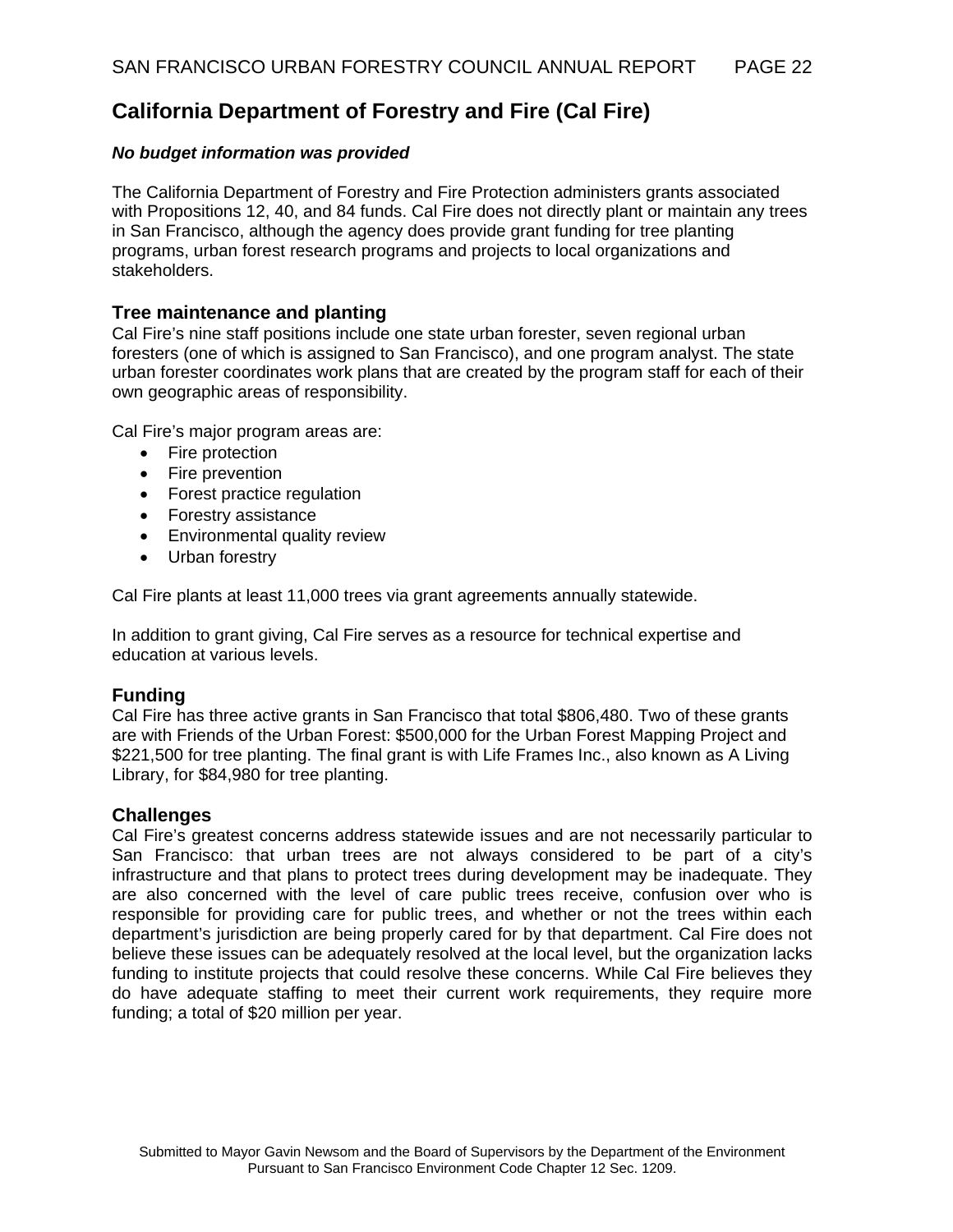## California Department of Forestry and Fire (Cal Fire)

***No budget information was provided***

The California Department of Forestry and Fire Protection administers grants associated with Propositions 12, 40, and 84 funds. Cal Fire does not directly plant or maintain any trees in San Francisco, although the agency does provide grant funding for tree planting programs, urban forest research programs and projects to local organizations and stakeholders.

### Tree maintenance and planting

Cal Fire's nine staff positions include one state urban forester, seven regional urban foresters (one of which is assigned to San Francisco), and one program analyst. The state urban forester coordinates work plans that are created by the program staff for each of their own geographic areas of responsibility.

Cal Fire's major program areas are:

- Fire protection
- Fire prevention
- Forest practice regulation
- Forestry assistance
- Environmental quality review
- Urban forestry

Cal Fire plants at least 11,000 trees via grant agreements annually statewide.

In addition to grant giving, Cal Fire serves as a resource for technical expertise and education at various levels.

### Funding

Cal Fire has three active grants in San Francisco that total $806,480. Two of these grants are with Friends of the Urban Forest: $500,000 for the Urban Forest Mapping Project and $221,500 for tree planting. The final grant is with Life Frames Inc., also known as A Living Library, for $84,980 for tree planting.

### Challenges

Cal Fire's greatest concerns address statewide issues and are not necessarily particular to San Francisco: that urban trees are not always considered to be part of a city's infrastructure and that plans to protect trees during development may be inadequate. They are also concerned with the level of care public trees receive, confusion over who is responsible for providing care for public trees, and whether or not the trees within each department's jurisdiction are being properly cared for by that department. Cal Fire does not believe these issues can be adequately resolved at the local level, but the organization lacks funding to institute projects that could resolve these concerns. While Cal Fire believes they do have adequate staffing to meet their current work requirements, they require more funding; a total of $20 million per year.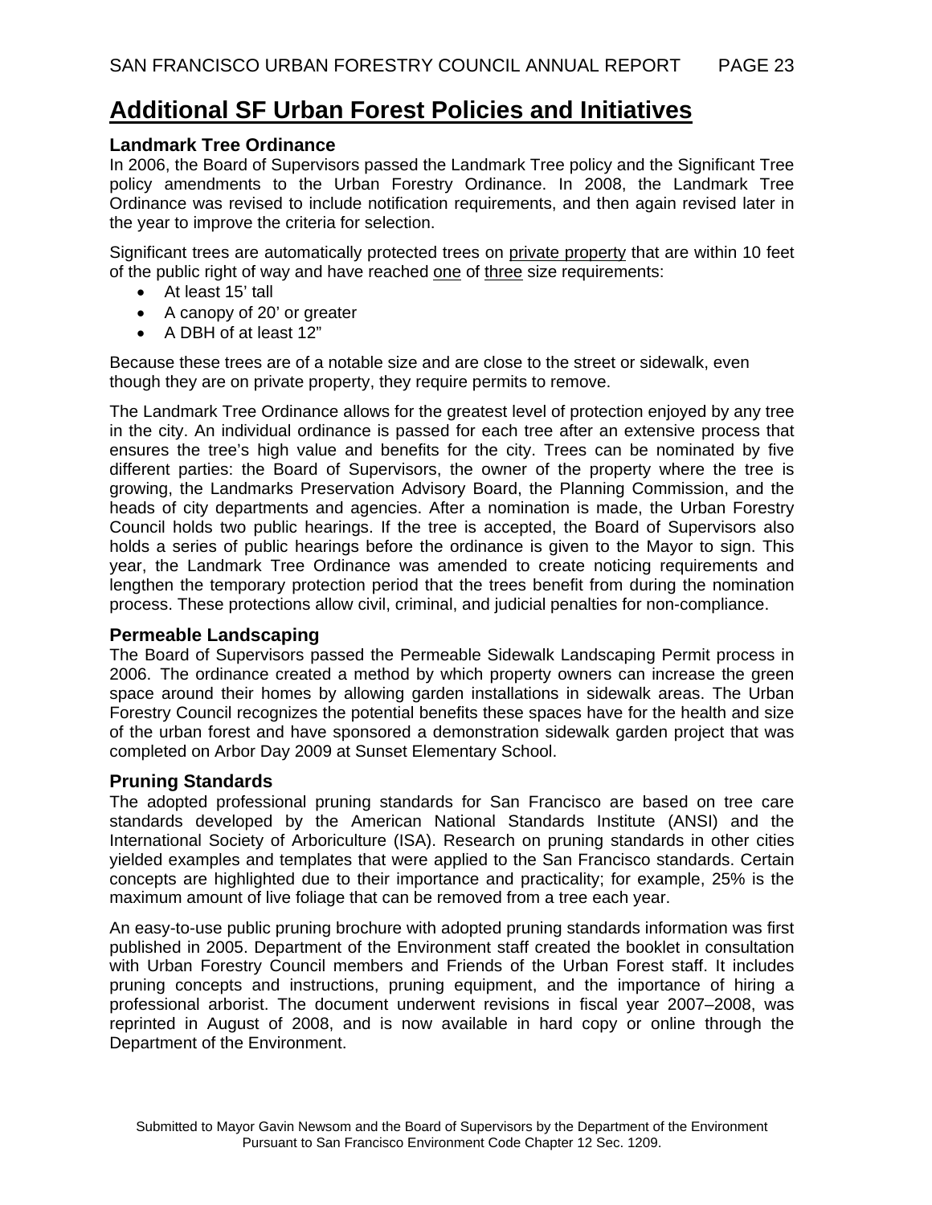# Additional SF Urban Forest Policies and Initiatives

### Landmark Tree Ordinance

In 2006, the Board of Supervisors passed the Landmark Tree policy and the Significant Tree policy amendments to the Urban Forestry Ordinance. In 2008, the Landmark Tree Ordinance was revised to include notification requirements, and then again revised later in the year to improve the criteria for selection.

Significant trees are automatically protected trees on private property that are within 10 feet of the public right of way and have reached one of three size requirements:

- At least 15' tall
- A canopy of 20' or greater
- A DBH of at least 12"

Because these trees are of a notable size and are close to the street or sidewalk, even though they are on private property, they require permits to remove.

The Landmark Tree Ordinance allows for the greatest level of protection enjoyed by any tree in the city. An individual ordinance is passed for each tree after an extensive process that ensures the tree's high value and benefits for the city. Trees can be nominated by five different parties: the Board of Supervisors, the owner of the property where the tree is growing, the Landmarks Preservation Advisory Board, the Planning Commission, and the heads of city departments and agencies. After a nomination is made, the Urban Forestry Council holds two public hearings. If the tree is accepted, the Board of Supervisors also holds a series of public hearings before the ordinance is given to the Mayor to sign. This year, the Landmark Tree Ordinance was amended to create noticing requirements and lengthen the temporary protection period that the trees benefit from during the nomination process. These protections allow civil, criminal, and judicial penalties for non-compliance.

### Permeable Landscaping

The Board of Supervisors passed the Permeable Sidewalk Landscaping Permit process in 2006. The ordinance created a method by which property owners can increase the green space around their homes by allowing garden installations in sidewalk areas. The Urban Forestry Council recognizes the potential benefits these spaces have for the health and size of the urban forest and have sponsored a demonstration sidewalk garden project that was completed on Arbor Day 2009 at Sunset Elementary School.

### Pruning Standards

The adopted professional pruning standards for San Francisco are based on tree care standards developed by the American National Standards Institute (ANSI) and the International Society of Arboriculture (ISA). Research on pruning standards in other cities yielded examples and templates that were applied to the San Francisco standards. Certain concepts are highlighted due to their importance and practicality; for example, 25% is the maximum amount of live foliage that can be removed from a tree each year.

An easy-to-use public pruning brochure with adopted pruning standards information was first published in 2005. Department of the Environment staff created the booklet in consultation with Urban Forestry Council members and Friends of the Urban Forest staff. It includes pruning concepts and instructions, pruning equipment, and the importance of hiring a professional arborist. The document underwent revisions in fiscal year 2007–2008, was reprinted in August of 2008, and is now available in hard copy or online through the Department of the Environment.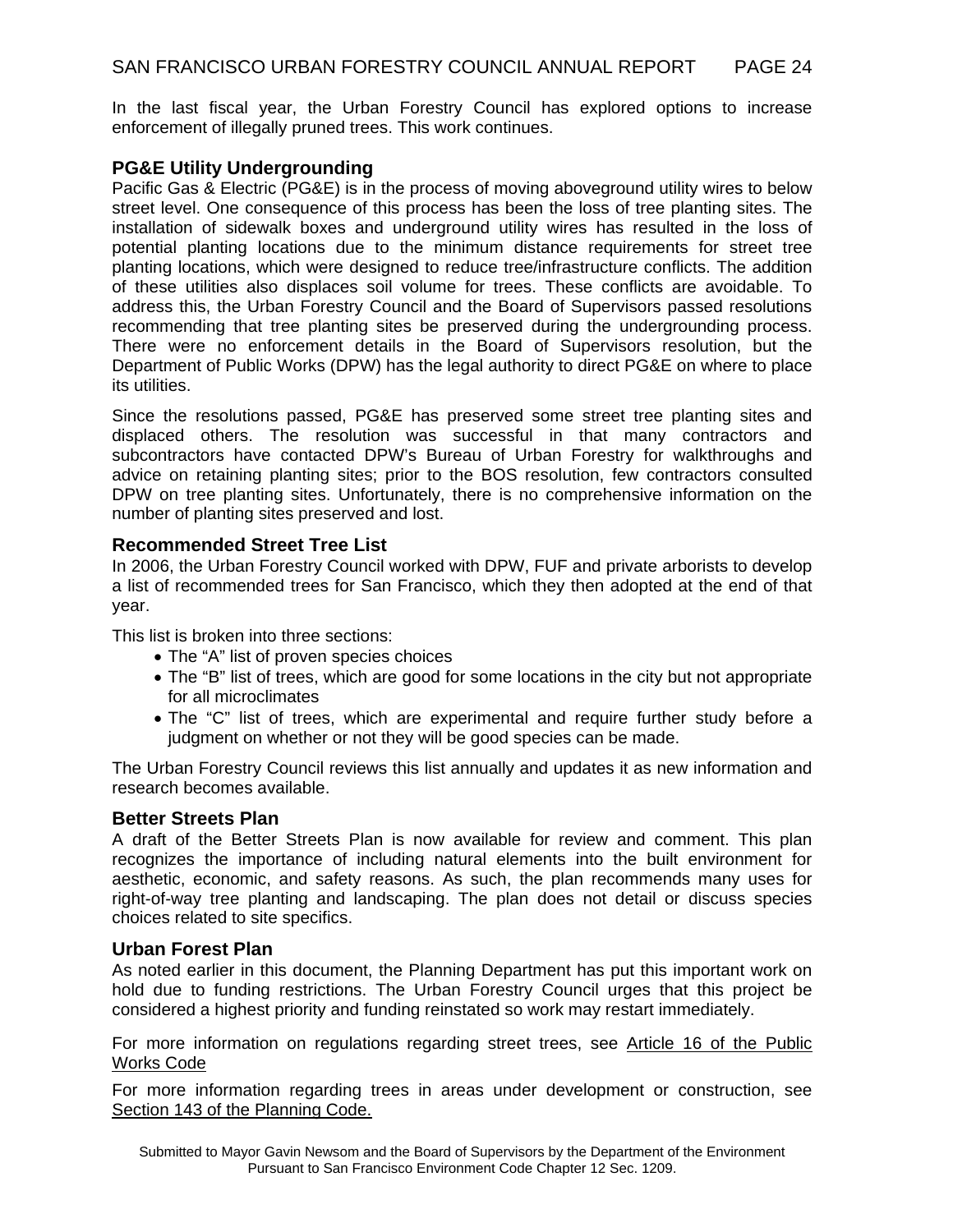In the last fiscal year, the Urban Forestry Council has explored options to increase enforcement of illegally pruned trees. This work continues.

### PG&E Utility Undergrounding

Pacific Gas & Electric (PG&E) is in the process of moving aboveground utility wires to below street level. One consequence of this process has been the loss of tree planting sites. The installation of sidewalk boxes and underground utility wires has resulted in the loss of potential planting locations due to the minimum distance requirements for street tree planting locations, which were designed to reduce tree/infrastructure conflicts. The addition of these utilities also displaces soil volume for trees. These conflicts are avoidable. To address this, the Urban Forestry Council and the Board of Supervisors passed resolutions recommending that tree planting sites be preserved during the undergrounding process. There were no enforcement details in the Board of Supervisors resolution, but the Department of Public Works (DPW) has the legal authority to direct PG&E on where to place its utilities.

Since the resolutions passed, PG&E has preserved some street tree planting sites and displaced others. The resolution was successful in that many contractors and subcontractors have contacted DPW's Bureau of Urban Forestry for walkthroughs and advice on retaining planting sites; prior to the BOS resolution, few contractors consulted DPW on tree planting sites. Unfortunately, there is no comprehensive information on the number of planting sites preserved and lost.

### Recommended Street Tree List

In 2006, the Urban Forestry Council worked with DPW, FUF and private arborists to develop a list of recommended trees for San Francisco, which they then adopted at the end of that year.

This list is broken into three sections:

- The "A" list of proven species choices
- The "B" list of trees, which are good for some locations in the city but not appropriate for all microclimates
- The "C" list of trees, which are experimental and require further study before a judgment on whether or not they will be good species can be made.

The Urban Forestry Council reviews this list annually and updates it as new information and research becomes available.

### Better Streets Plan

A draft of the Better Streets Plan is now available for review and comment. This plan recognizes the importance of including natural elements into the built environment for aesthetic, economic, and safety reasons. As such, the plan recommends many uses for right-of-way tree planting and landscaping. The plan does not detail or discuss species choices related to site specifics.

### Urban Forest Plan

As noted earlier in this document, the Planning Department has put this important work on hold due to funding restrictions. The Urban Forestry Council urges that this project be considered a highest priority and funding reinstated so work may restart immediately.

For more information on regulations regarding street trees, see Article 16 of the Public Works Code

For more information regarding trees in areas under development or construction, see Section 143 of the Planning Code.